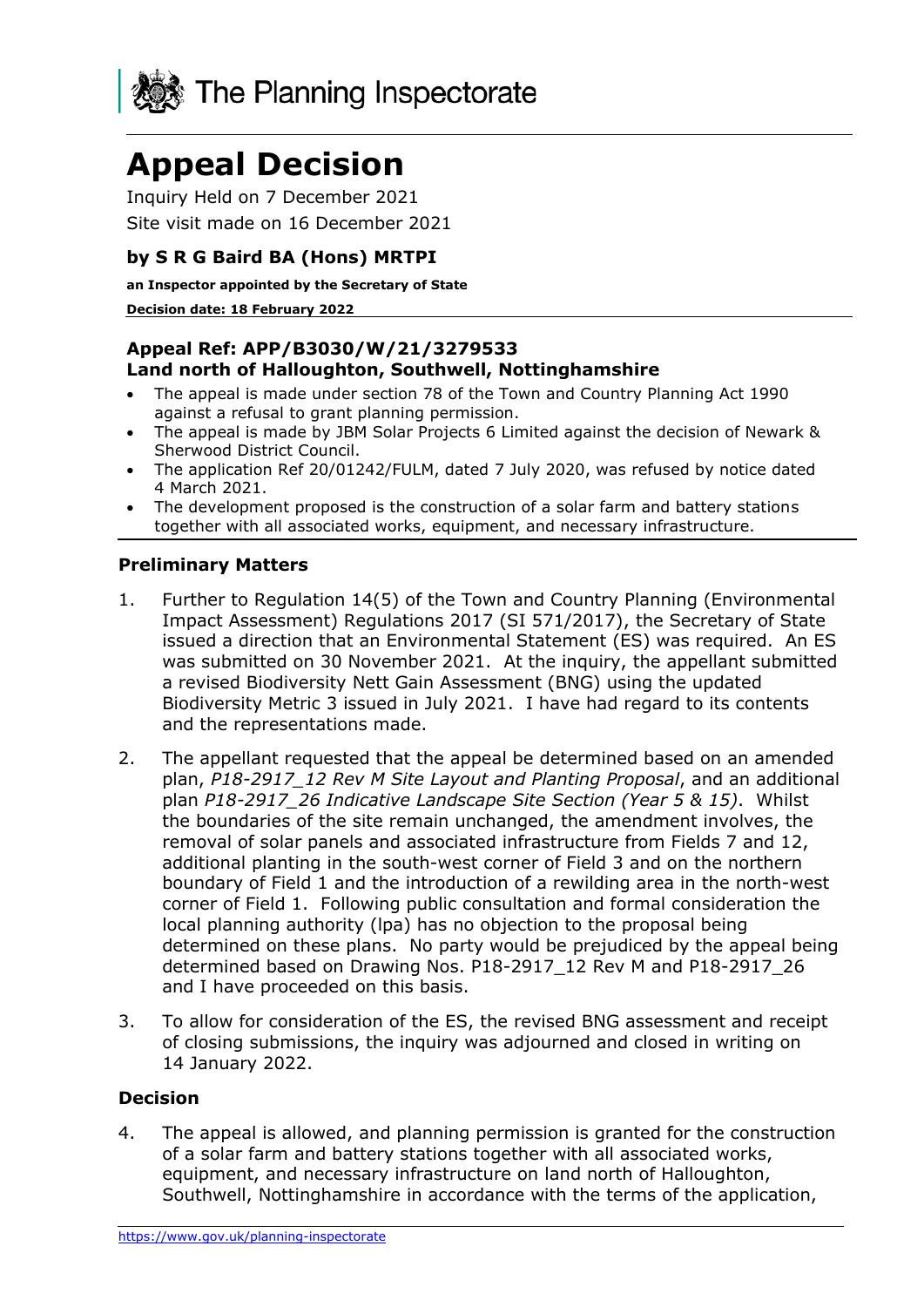The Planning Inspectorate

# Appeal Decision

Inquiry Held on 7 December 2021

Site visit made on 16 December 2021

**by S R G Baird BA (Hons) MRTPI**

**an Inspector appointed by the Secretary of State**

**Decision date: 18 February 2022**

**Appeal Ref: APP/B3030/W/21/3279533**
**Land north of Halloughton, Southwell, Nottinghamshire**

- The appeal is made under section 78 of the Town and Country Planning Act 1990 against a refusal to grant planning permission.
- The appeal is made by JBM Solar Projects 6 Limited against the decision of Newark & Sherwood District Council.
- The application Ref 20/01242/FULM, dated 7 July 2020, was refused by notice dated 4 March 2021.
- The development proposed is the construction of a solar farm and battery stations together with all associated works, equipment, and necessary infrastructure.

## Preliminary Matters

1. Further to Regulation 14(5) of the Town and Country Planning (Environmental Impact Assessment) Regulations 2017 (SI 571/2017), the Secretary of State issued a direction that an Environmental Statement (ES) was required. An ES was submitted on 30 November 2021. At the inquiry, the appellant submitted a revised Biodiversity Nett Gain Assessment (BNG) using the updated Biodiversity Metric 3 issued in July 2021. I have had regard to its contents and the representations made.

2. The appellant requested that the appeal be determined based on an amended plan, *P18-2917_12 Rev M Site Layout and Planting Proposal*, and an additional plan *P18-2917_26 Indicative Landscape Site Section (Year 5 & 15)*. Whilst the boundaries of the site remain unchanged, the amendment involves, the removal of solar panels and associated infrastructure from Fields 7 and 12, additional planting in the south-west corner of Field 3 and on the northern boundary of Field 1 and the introduction of a rewilding area in the north-west corner of Field 1. Following public consultation and formal consideration the local planning authority (lpa) has no objection to the proposal being determined on these plans. No party would be prejudiced by the appeal being determined based on Drawing Nos. P18-2917_12 Rev M and P18-2917_26 and I have proceeded on this basis.

3. To allow for consideration of the ES, the revised BNG assessment and receipt of closing submissions, the inquiry was adjourned and closed in writing on 14 January 2022.

## Decision

4. The appeal is allowed, and planning permission is granted for the construction of a solar farm and battery stations together with all associated works, equipment, and necessary infrastructure on land north of Halloughton, Southwell, Nottinghamshire in accordance with the terms of the application,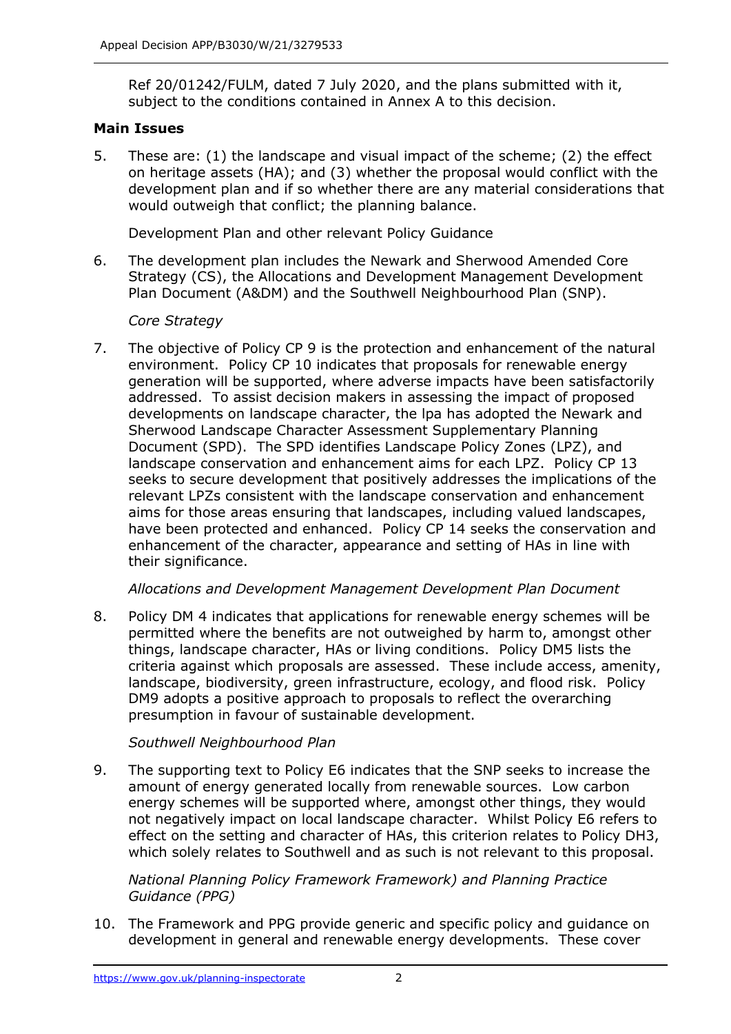Ref 20/01242/FULM, dated 7 July 2020, and the plans submitted with it, subject to the conditions contained in Annex A to this decision.

**Main Issues**

5. These are: (1) the landscape and visual impact of the scheme; (2) the effect on heritage assets (HA); and (3) whether the proposal would conflict with the development plan and if so whether there are any material considerations that would outweigh that conflict; the planning balance.

Development Plan and other relevant Policy Guidance

6. The development plan includes the Newark and Sherwood Amended Core Strategy (CS), the Allocations and Development Management Development Plan Document (A&DM) and the Southwell Neighbourhood Plan (SNP).

*Core Strategy*

7. The objective of Policy CP 9 is the protection and enhancement of the natural environment. Policy CP 10 indicates that proposals for renewable energy generation will be supported, where adverse impacts have been satisfactorily addressed. To assist decision makers in assessing the impact of proposed developments on landscape character, the lpa has adopted the Newark and Sherwood Landscape Character Assessment Supplementary Planning Document (SPD). The SPD identifies Landscape Policy Zones (LPZ), and landscape conservation and enhancement aims for each LPZ. Policy CP 13 seeks to secure development that positively addresses the implications of the relevant LPZs consistent with the landscape conservation and enhancement aims for those areas ensuring that landscapes, including valued landscapes, have been protected and enhanced. Policy CP 14 seeks the conservation and enhancement of the character, appearance and setting of HAs in line with their significance.

*Allocations and Development Management Development Plan Document*

8. Policy DM 4 indicates that applications for renewable energy schemes will be permitted where the benefits are not outweighed by harm to, amongst other things, landscape character, HAs or living conditions. Policy DM5 lists the criteria against which proposals are assessed. These include access, amenity, landscape, biodiversity, green infrastructure, ecology, and flood risk. Policy DM9 adopts a positive approach to proposals to reflect the overarching presumption in favour of sustainable development.

*Southwell Neighbourhood Plan*

9. The supporting text to Policy E6 indicates that the SNP seeks to increase the amount of energy generated locally from renewable sources. Low carbon energy schemes will be supported where, amongst other things, they would not negatively impact on local landscape character. Whilst Policy E6 refers to effect on the setting and character of HAs, this criterion relates to Policy DH3, which solely relates to Southwell and as such is not relevant to this proposal.

*National Planning Policy Framework Framework) and Planning Practice Guidance (PPG)*

10. The Framework and PPG provide generic and specific policy and guidance on development in general and renewable energy developments. These cover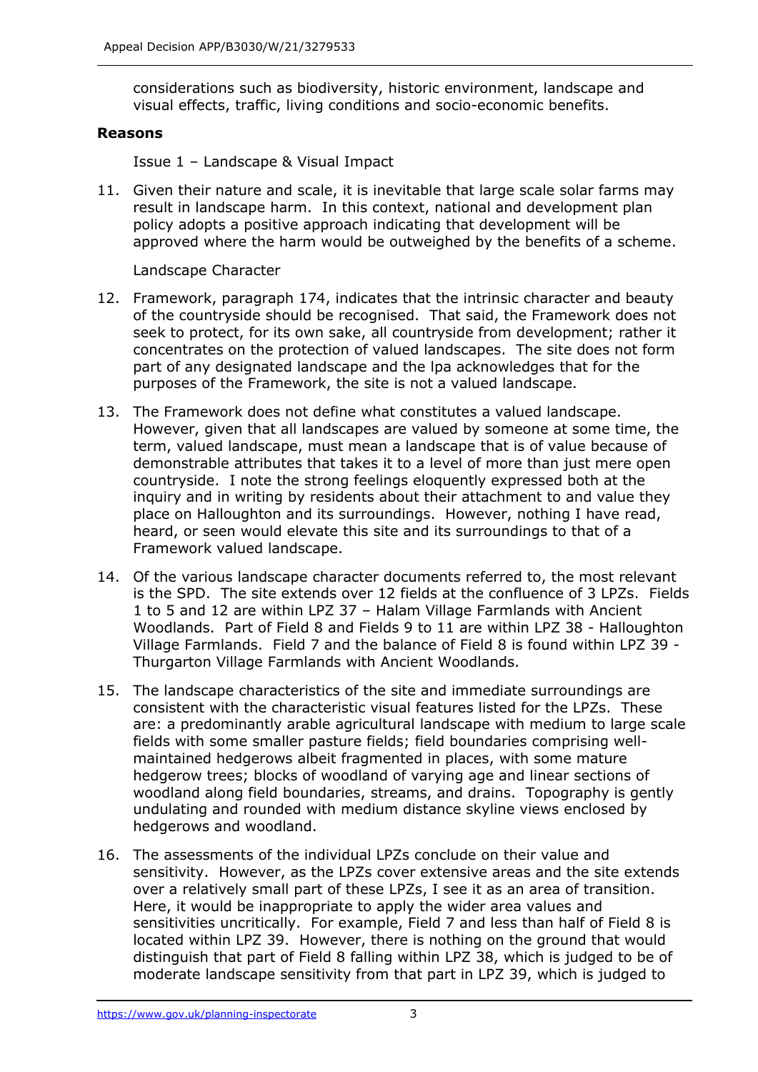considerations such as biodiversity, historic environment, landscape and visual effects, traffic, living conditions and socio-economic benefits.

## Reasons

Issue 1 – Landscape & Visual Impact

11. Given their nature and scale, it is inevitable that large scale solar farms may result in landscape harm. In this context, national and development plan policy adopts a positive approach indicating that development will be approved where the harm would be outweighed by the benefits of a scheme.

Landscape Character

12. Framework, paragraph 174, indicates that the intrinsic character and beauty of the countryside should be recognised. That said, the Framework does not seek to protect, for its own sake, all countryside from development; rather it concentrates on the protection of valued landscapes. The site does not form part of any designated landscape and the lpa acknowledges that for the purposes of the Framework, the site is not a valued landscape.

13. The Framework does not define what constitutes a valued landscape. However, given that all landscapes are valued by someone at some time, the term, valued landscape, must mean a landscape that is of value because of demonstrable attributes that takes it to a level of more than just mere open countryside. I note the strong feelings eloquently expressed both at the inquiry and in writing by residents about their attachment to and value they place on Halloughton and its surroundings. However, nothing I have read, heard, or seen would elevate this site and its surroundings to that of a Framework valued landscape.

14. Of the various landscape character documents referred to, the most relevant is the SPD. The site extends over 12 fields at the confluence of 3 LPZs. Fields 1 to 5 and 12 are within LPZ 37 – Halam Village Farmlands with Ancient Woodlands. Part of Field 8 and Fields 9 to 11 are within LPZ 38 - Halloughton Village Farmlands. Field 7 and the balance of Field 8 is found within LPZ 39 - Thurgarton Village Farmlands with Ancient Woodlands.

15. The landscape characteristics of the site and immediate surroundings are consistent with the characteristic visual features listed for the LPZs. These are: a predominantly arable agricultural landscape with medium to large scale fields with some smaller pasture fields; field boundaries comprising well-maintained hedgerows albeit fragmented in places, with some mature hedgerow trees; blocks of woodland of varying age and linear sections of woodland along field boundaries, streams, and drains. Topography is gently undulating and rounded with medium distance skyline views enclosed by hedgerows and woodland.

16. The assessments of the individual LPZs conclude on their value and sensitivity. However, as the LPZs cover extensive areas and the site extends over a relatively small part of these LPZs, I see it as an area of transition. Here, it would be inappropriate to apply the wider area values and sensitivities uncritically. For example, Field 7 and less than half of Field 8 is located within LPZ 39. However, there is nothing on the ground that would distinguish that part of Field 8 falling within LPZ 38, which is judged to be of moderate landscape sensitivity from that part in LPZ 39, which is judged to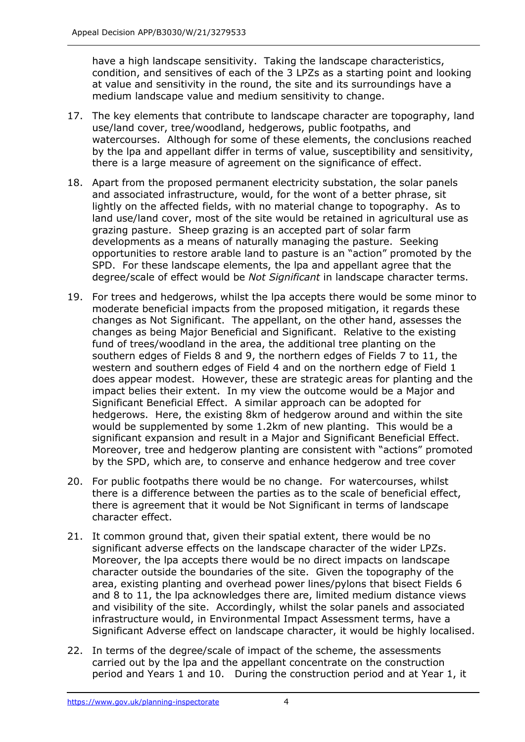have a high landscape sensitivity. Taking the landscape characteristics, condition, and sensitives of each of the 3 LPZs as a starting point and looking at value and sensitivity in the round, the site and its surroundings have a medium landscape value and medium sensitivity to change.

17. The key elements that contribute to landscape character are topography, land use/land cover, tree/woodland, hedgerows, public footpaths, and watercourses. Although for some of these elements, the conclusions reached by the lpa and appellant differ in terms of value, susceptibility and sensitivity, there is a large measure of agreement on the significance of effect.

18. Apart from the proposed permanent electricity substation, the solar panels and associated infrastructure, would, for the wont of a better phrase, sit lightly on the affected fields, with no material change to topography. As to land use/land cover, most of the site would be retained in agricultural use as grazing pasture. Sheep grazing is an accepted part of solar farm developments as a means of naturally managing the pasture. Seeking opportunities to restore arable land to pasture is an "action" promoted by the SPD. For these landscape elements, the lpa and appellant agree that the degree/scale of effect would be *Not Significant* in landscape character terms.

19. For trees and hedgerows, whilst the lpa accepts there would be some minor to moderate beneficial impacts from the proposed mitigation, it regards these changes as Not Significant. The appellant, on the other hand, assesses the changes as being Major Beneficial and Significant. Relative to the existing fund of trees/woodland in the area, the additional tree planting on the southern edges of Fields 8 and 9, the northern edges of Fields 7 to 11, the western and southern edges of Field 4 and on the northern edge of Field 1 does appear modest. However, these are strategic areas for planting and the impact belies their extent. In my view the outcome would be a Major and Significant Beneficial Effect. A similar approach can be adopted for hedgerows. Here, the existing 8km of hedgerow around and within the site would be supplemented by some 1.2km of new planting. This would be a significant expansion and result in a Major and Significant Beneficial Effect. Moreover, tree and hedgerow planting are consistent with "actions" promoted by the SPD, which are, to conserve and enhance hedgerow and tree cover

20. For public footpaths there would be no change. For watercourses, whilst there is a difference between the parties as to the scale of beneficial effect, there is agreement that it would be Not Significant in terms of landscape character effect.

21. It common ground that, given their spatial extent, there would be no significant adverse effects on the landscape character of the wider LPZs. Moreover, the lpa accepts there would be no direct impacts on landscape character outside the boundaries of the site. Given the topography of the area, existing planting and overhead power lines/pylons that bisect Fields 6 and 8 to 11, the lpa acknowledges there are, limited medium distance views and visibility of the site. Accordingly, whilst the solar panels and associated infrastructure would, in Environmental Impact Assessment terms, have a Significant Adverse effect on landscape character, it would be highly localised.

22. In terms of the degree/scale of impact of the scheme, the assessments carried out by the lpa and the appellant concentrate on the construction period and Years 1 and 10. During the construction period and at Year 1, it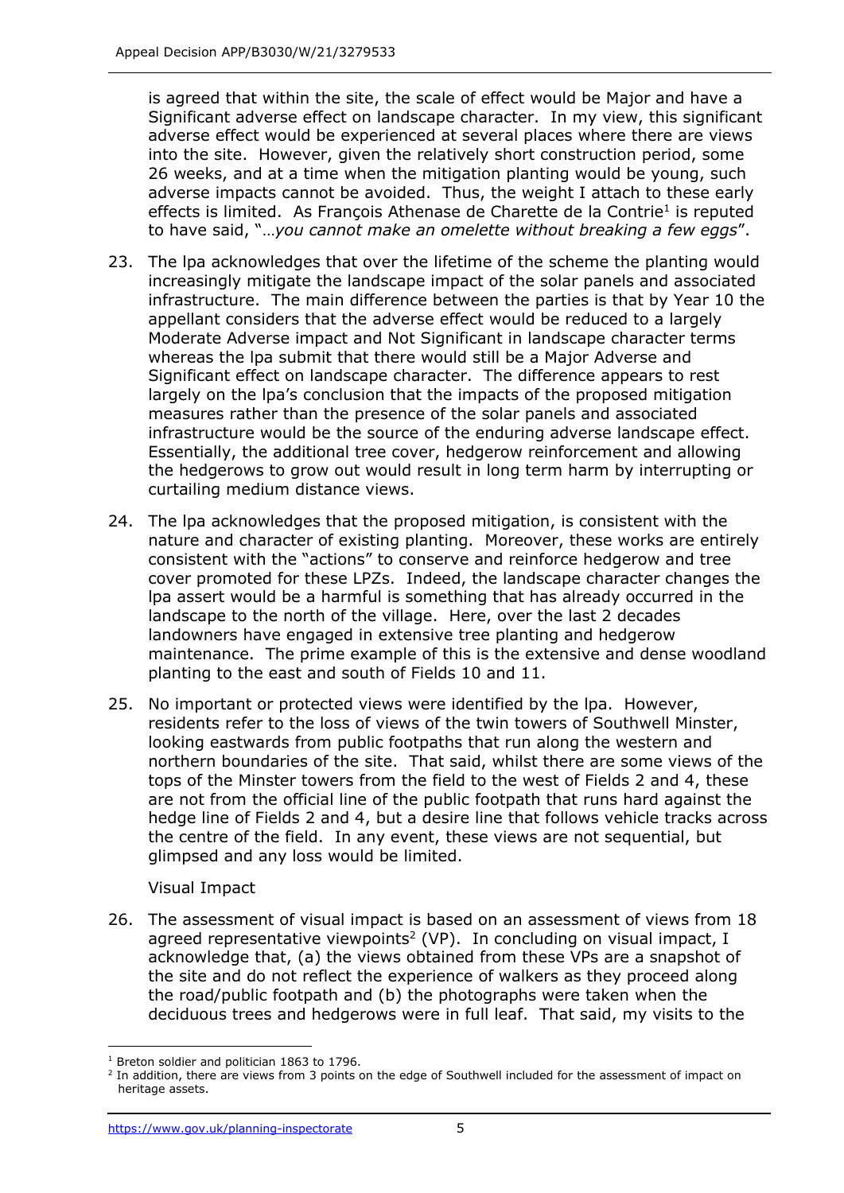is agreed that within the site, the scale of effect would be Major and have a Significant adverse effect on landscape character. In my view, this significant adverse effect would be experienced at several places where there are views into the site. However, given the relatively short construction period, some 26 weeks, and at a time when the mitigation planting would be young, such adverse impacts cannot be avoided. Thus, the weight I attach to these early effects is limited. As François Athenase de Charette de la Contrie[1] is reputed to have said, "…*you cannot make an omelette without breaking a few eggs*".

23. The lpa acknowledges that over the lifetime of the scheme the planting would increasingly mitigate the landscape impact of the solar panels and associated infrastructure. The main difference between the parties is that by Year 10 the appellant considers that the adverse effect would be reduced to a largely Moderate Adverse impact and Not Significant in landscape character terms whereas the lpa submit that there would still be a Major Adverse and Significant effect on landscape character. The difference appears to rest largely on the lpa's conclusion that the impacts of the proposed mitigation measures rather than the presence of the solar panels and associated infrastructure would be the source of the enduring adverse landscape effect. Essentially, the additional tree cover, hedgerow reinforcement and allowing the hedgerows to grow out would result in long term harm by interrupting or curtailing medium distance views.

24. The lpa acknowledges that the proposed mitigation, is consistent with the nature and character of existing planting. Moreover, these works are entirely consistent with the "actions" to conserve and reinforce hedgerow and tree cover promoted for these LPZs. Indeed, the landscape character changes the lpa assert would be a harmful is something that has already occurred in the landscape to the north of the village. Here, over the last 2 decades landowners have engaged in extensive tree planting and hedgerow maintenance. The prime example of this is the extensive and dense woodland planting to the east and south of Fields 10 and 11.

25. No important or protected views were identified by the lpa. However, residents refer to the loss of views of the twin towers of Southwell Minster, looking eastwards from public footpaths that run along the western and northern boundaries of the site. That said, whilst there are some views of the tops of the Minster towers from the field to the west of Fields 2 and 4, these are not from the official line of the public footpath that runs hard against the hedge line of Fields 2 and 4, but a desire line that follows vehicle tracks across the centre of the field. In any event, these views are not sequential, but glimpsed and any loss would be limited.

Visual Impact

26. The assessment of visual impact is based on an assessment of views from 18 agreed representative viewpoints[2] (VP). In concluding on visual impact, I acknowledge that, (a) the views obtained from these VPs are a snapshot of the site and do not reflect the experience of walkers as they proceed along the road/public footpath and (b) the photographs were taken when the deciduous trees and hedgerows were in full leaf. That said, my visits to the

[1] Breton soldier and politician 1863 to 1796.

[2] In addition, there are views from 3 points on the edge of Southwell included for the assessment of impact on heritage assets.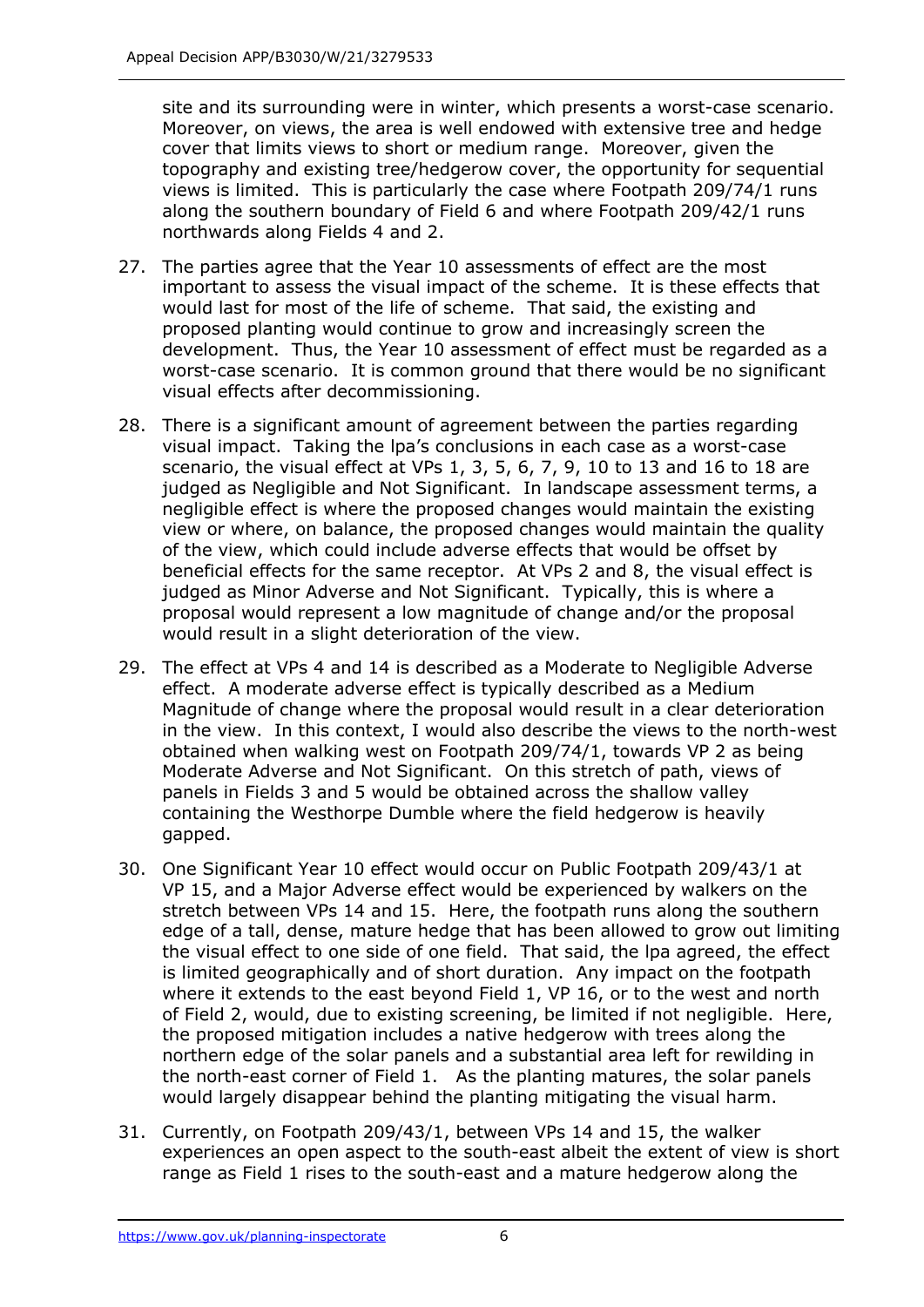site and its surrounding were in winter, which presents a worst-case scenario. Moreover, on views, the area is well endowed with extensive tree and hedge cover that limits views to short or medium range. Moreover, given the topography and existing tree/hedgerow cover, the opportunity for sequential views is limited. This is particularly the case where Footpath 209/74/1 runs along the southern boundary of Field 6 and where Footpath 209/42/1 runs northwards along Fields 4 and 2.

27. The parties agree that the Year 10 assessments of effect are the most important to assess the visual impact of the scheme. It is these effects that would last for most of the life of scheme. That said, the existing and proposed planting would continue to grow and increasingly screen the development. Thus, the Year 10 assessment of effect must be regarded as a worst-case scenario. It is common ground that there would be no significant visual effects after decommissioning.

28. There is a significant amount of agreement between the parties regarding visual impact. Taking the lpa's conclusions in each case as a worst-case scenario, the visual effect at VPs 1, 3, 5, 6, 7, 9, 10 to 13 and 16 to 18 are judged as Negligible and Not Significant. In landscape assessment terms, a negligible effect is where the proposed changes would maintain the existing view or where, on balance, the proposed changes would maintain the quality of the view, which could include adverse effects that would be offset by beneficial effects for the same receptor. At VPs 2 and 8, the visual effect is judged as Minor Adverse and Not Significant. Typically, this is where a proposal would represent a low magnitude of change and/or the proposal would result in a slight deterioration of the view.

29. The effect at VPs 4 and 14 is described as a Moderate to Negligible Adverse effect. A moderate adverse effect is typically described as a Medium Magnitude of change where the proposal would result in a clear deterioration in the view. In this context, I would also describe the views to the north-west obtained when walking west on Footpath 209/74/1, towards VP 2 as being Moderate Adverse and Not Significant. On this stretch of path, views of panels in Fields 3 and 5 would be obtained across the shallow valley containing the Westhorpe Dumble where the field hedgerow is heavily gapped.

30. One Significant Year 10 effect would occur on Public Footpath 209/43/1 at VP 15, and a Major Adverse effect would be experienced by walkers on the stretch between VPs 14 and 15. Here, the footpath runs along the southern edge of a tall, dense, mature hedge that has been allowed to grow out limiting the visual effect to one side of one field. That said, the lpa agreed, the effect is limited geographically and of short duration. Any impact on the footpath where it extends to the east beyond Field 1, VP 16, or to the west and north of Field 2, would, due to existing screening, be limited if not negligible. Here, the proposed mitigation includes a native hedgerow with trees along the northern edge of the solar panels and a substantial area left for rewilding in the north-east corner of Field 1. As the planting matures, the solar panels would largely disappear behind the planting mitigating the visual harm.

31. Currently, on Footpath 209/43/1, between VPs 14 and 15, the walker experiences an open aspect to the south-east albeit the extent of view is short range as Field 1 rises to the south-east and a mature hedgerow along the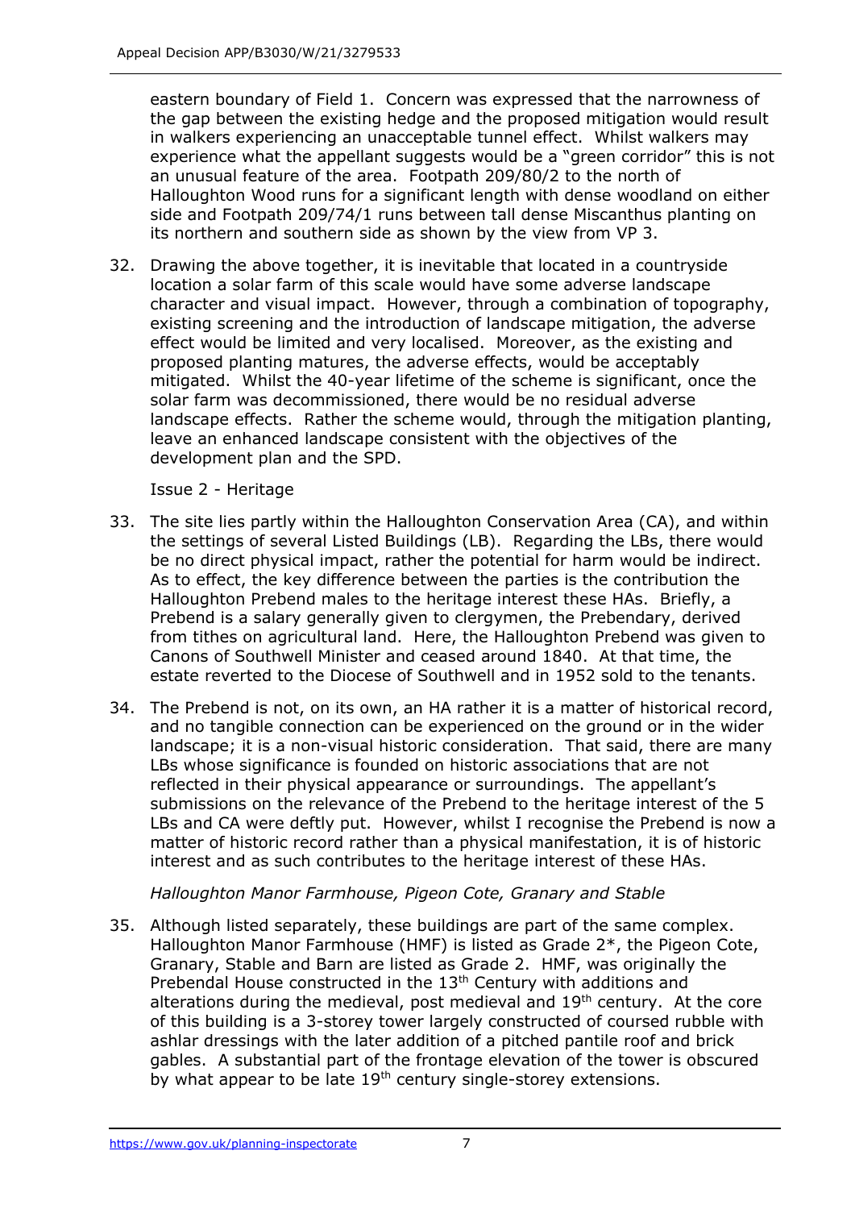eastern boundary of Field 1. Concern was expressed that the narrowness of the gap between the existing hedge and the proposed mitigation would result in walkers experiencing an unacceptable tunnel effect. Whilst walkers may experience what the appellant suggests would be a "green corridor" this is not an unusual feature of the area. Footpath 209/80/2 to the north of Halloughton Wood runs for a significant length with dense woodland on either side and Footpath 209/74/1 runs between tall dense Miscanthus planting on its northern and southern side as shown by the view from VP 3.

32. Drawing the above together, it is inevitable that located in a countryside location a solar farm of this scale would have some adverse landscape character and visual impact. However, through a combination of topography, existing screening and the introduction of landscape mitigation, the adverse effect would be limited and very localised. Moreover, as the existing and proposed planting matures, the adverse effects, would be acceptably mitigated. Whilst the 40-year lifetime of the scheme is significant, once the solar farm was decommissioned, there would be no residual adverse landscape effects. Rather the scheme would, through the mitigation planting, leave an enhanced landscape consistent with the objectives of the development plan and the SPD.

Issue 2 - Heritage

33. The site lies partly within the Halloughton Conservation Area (CA), and within the settings of several Listed Buildings (LB). Regarding the LBs, there would be no direct physical impact, rather the potential for harm would be indirect. As to effect, the key difference between the parties is the contribution the Halloughton Prebend males to the heritage interest these HAs. Briefly, a Prebend is a salary generally given to clergymen, the Prebendary, derived from tithes on agricultural land. Here, the Halloughton Prebend was given to Canons of Southwell Minister and ceased around 1840. At that time, the estate reverted to the Diocese of Southwell and in 1952 sold to the tenants.

34. The Prebend is not, on its own, an HA rather it is a matter of historical record, and no tangible connection can be experienced on the ground or in the wider landscape; it is a non-visual historic consideration. That said, there are many LBs whose significance is founded on historic associations that are not reflected in their physical appearance or surroundings. The appellant's submissions on the relevance of the Prebend to the heritage interest of the 5 LBs and CA were deftly put. However, whilst I recognise the Prebend is now a matter of historic record rather than a physical manifestation, it is of historic interest and as such contributes to the heritage interest of these HAs.

*Halloughton Manor Farmhouse, Pigeon Cote, Granary and Stable*

35. Although listed separately, these buildings are part of the same complex. Halloughton Manor Farmhouse (HMF) is listed as Grade 2*, the Pigeon Cote, Granary, Stable and Barn are listed as Grade 2. HMF, was originally the Prebendal House constructed in the 13th Century with additions and alterations during the medieval, post medieval and 19th century. At the core of this building is a 3-storey tower largely constructed of coursed rubble with ashlar dressings with the later addition of a pitched pantile roof and brick gables. A substantial part of the frontage elevation of the tower is obscured by what appear to be late 19th century single-storey extensions.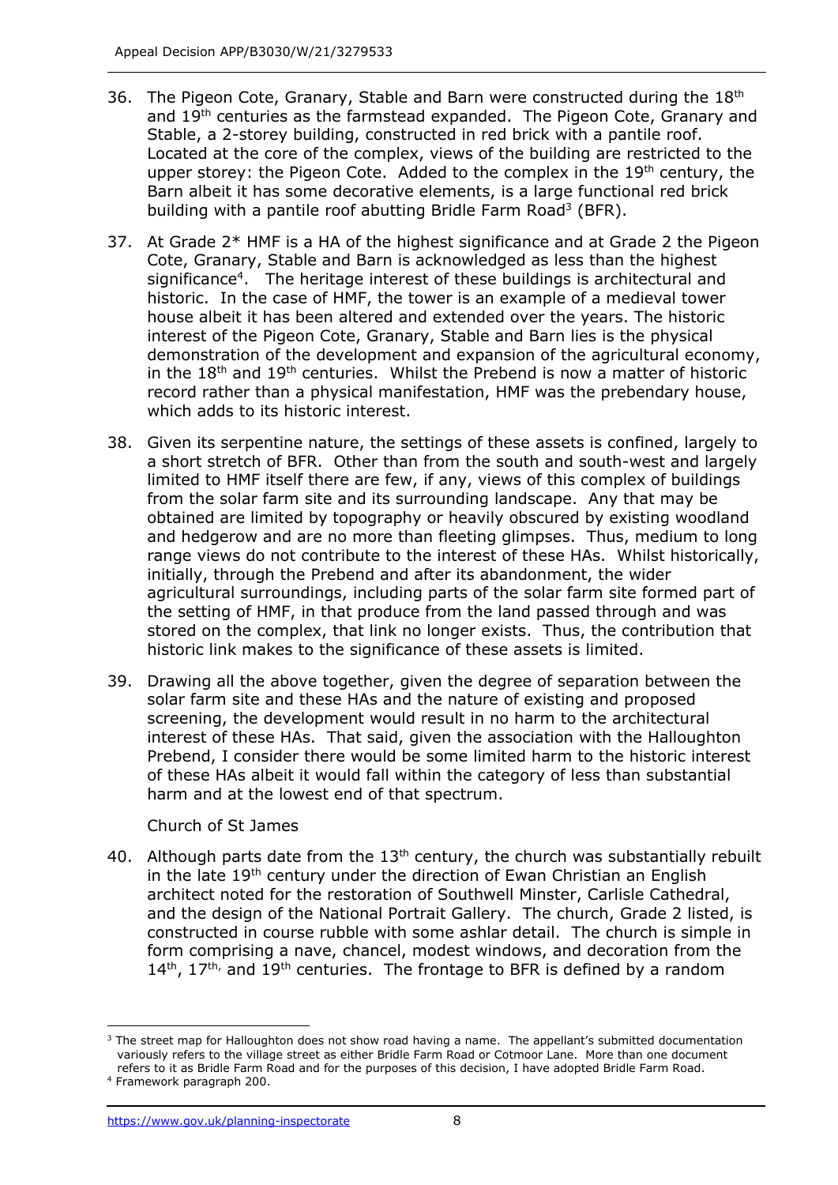36. The Pigeon Cote, Granary, Stable and Barn were constructed during the 18th and 19th centuries as the farmstead expanded. The Pigeon Cote, Granary and Stable, a 2-storey building, constructed in red brick with a pantile roof. Located at the core of the complex, views of the building are restricted to the upper storey: the Pigeon Cote. Added to the complex in the 19th century, the Barn albeit it has some decorative elements, is a large functional red brick building with a pantile roof abutting Bridle Farm Road[3] (BFR).

37. At Grade 2* HMF is a HA of the highest significance and at Grade 2 the Pigeon Cote, Granary, Stable and Barn is acknowledged as less than the highest significance[4]. The heritage interest of these buildings is architectural and historic. In the case of HMF, the tower is an example of a medieval tower house albeit it has been altered and extended over the years. The historic interest of the Pigeon Cote, Granary, Stable and Barn lies is the physical demonstration of the development and expansion of the agricultural economy, in the 18th and 19th centuries. Whilst the Prebend is now a matter of historic record rather than a physical manifestation, HMF was the prebendary house, which adds to its historic interest.

38. Given its serpentine nature, the settings of these assets is confined, largely to a short stretch of BFR. Other than from the south and south-west and largely limited to HMF itself there are few, if any, views of this complex of buildings from the solar farm site and its surrounding landscape. Any that may be obtained are limited by topography or heavily obscured by existing woodland and hedgerow and are no more than fleeting glimpses. Thus, medium to long range views do not contribute to the interest of these HAs. Whilst historically, initially, through the Prebend and after its abandonment, the wider agricultural surroundings, including parts of the solar farm site formed part of the setting of HMF, in that produce from the land passed through and was stored on the complex, that link no longer exists. Thus, the contribution that historic link makes to the significance of these assets is limited.

39. Drawing all the above together, given the degree of separation between the solar farm site and these HAs and the nature of existing and proposed screening, the development would result in no harm to the architectural interest of these HAs. That said, given the association with the Halloughton Prebend, I consider there would be some limited harm to the historic interest of these HAs albeit it would fall within the category of less than substantial harm and at the lowest end of that spectrum.

Church of St James

40. Although parts date from the 13th century, the church was substantially rebuilt in the late 19th century under the direction of Ewan Christian an English architect noted for the restoration of Southwell Minster, Carlisle Cathedral, and the design of the National Portrait Gallery. The church, Grade 2 listed, is constructed in course rubble with some ashlar detail. The church is simple in form comprising a nave, chancel, modest windows, and decoration from the 14th, 17th, and 19th centuries. The frontage to BFR is defined by a random

---

[3] The street map for Halloughton does not show road having a name. The appellant's submitted documentation variously refers to the village street as either Bridle Farm Road or Cotmoor Lane. More than one document refers to it as Bridle Farm Road and for the purposes of this decision, I have adopted Bridle Farm Road.

[4] Framework paragraph 200.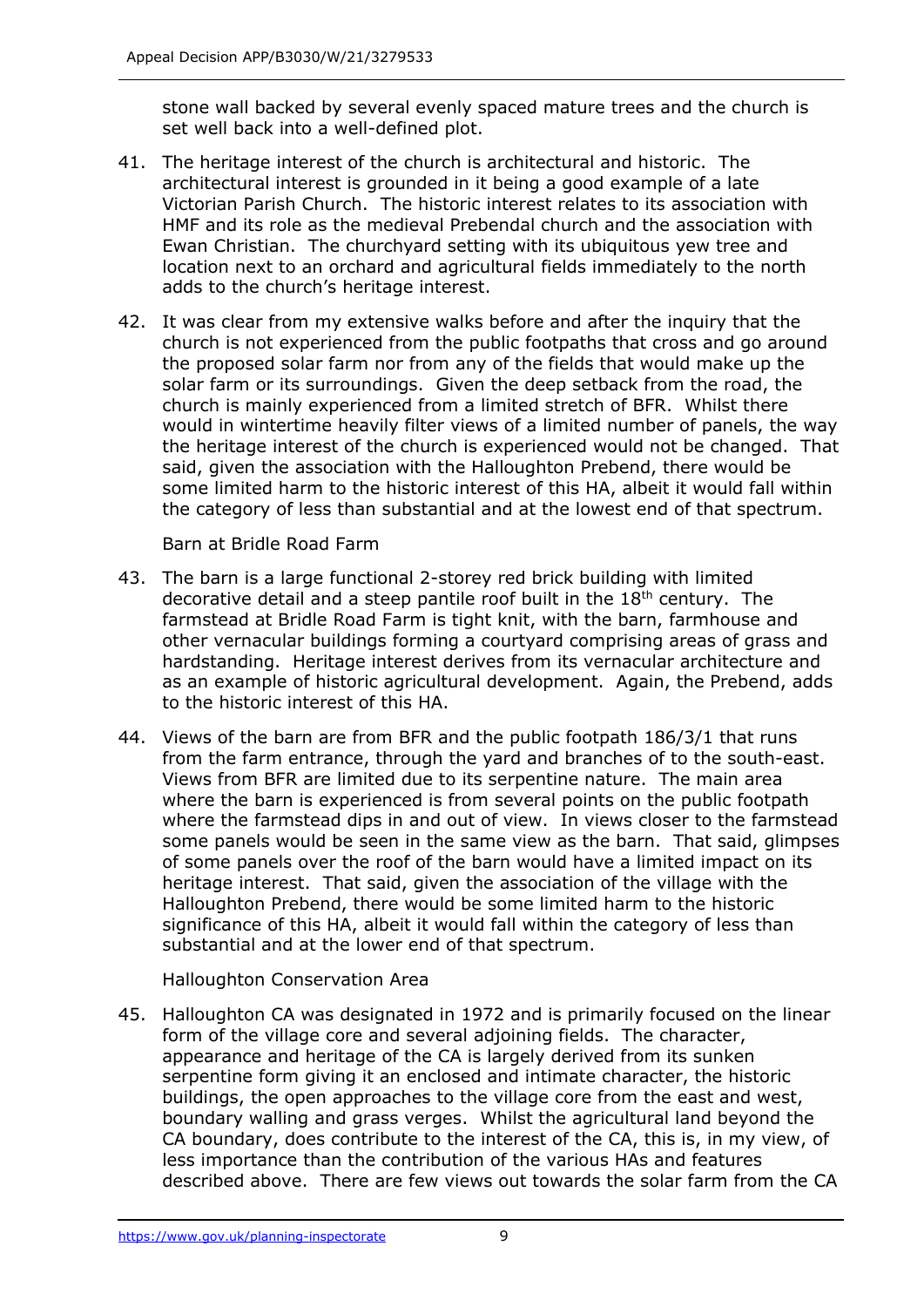stone wall backed by several evenly spaced mature trees and the church is set well back into a well-defined plot.

41. The heritage interest of the church is architectural and historic. The architectural interest is grounded in it being a good example of a late Victorian Parish Church. The historic interest relates to its association with HMF and its role as the medieval Prebendal church and the association with Ewan Christian. The churchyard setting with its ubiquitous yew tree and location next to an orchard and agricultural fields immediately to the north adds to the church's heritage interest.

42. It was clear from my extensive walks before and after the inquiry that the church is not experienced from the public footpaths that cross and go around the proposed solar farm nor from any of the fields that would make up the solar farm or its surroundings. Given the deep setback from the road, the church is mainly experienced from a limited stretch of BFR. Whilst there would in wintertime heavily filter views of a limited number of panels, the way the heritage interest of the church is experienced would not be changed. That said, given the association with the Halloughton Prebend, there would be some limited harm to the historic interest of this HA, albeit it would fall within the category of less than substantial and at the lowest end of that spectrum.

Barn at Bridle Road Farm

43. The barn is a large functional 2-storey red brick building with limited decorative detail and a steep pantile roof built in the 18th century. The farmstead at Bridle Road Farm is tight knit, with the barn, farmhouse and other vernacular buildings forming a courtyard comprising areas of grass and hardstanding. Heritage interest derives from its vernacular architecture and as an example of historic agricultural development. Again, the Prebend, adds to the historic interest of this HA.

44. Views of the barn are from BFR and the public footpath 186/3/1 that runs from the farm entrance, through the yard and branches of to the south-east. Views from BFR are limited due to its serpentine nature. The main area where the barn is experienced is from several points on the public footpath where the farmstead dips in and out of view. In views closer to the farmstead some panels would be seen in the same view as the barn. That said, glimpses of some panels over the roof of the barn would have a limited impact on its heritage interest. That said, given the association of the village with the Halloughton Prebend, there would be some limited harm to the historic significance of this HA, albeit it would fall within the category of less than substantial and at the lower end of that spectrum.

Halloughton Conservation Area

45. Halloughton CA was designated in 1972 and is primarily focused on the linear form of the village core and several adjoining fields. The character, appearance and heritage of the CA is largely derived from its sunken serpentine form giving it an enclosed and intimate character, the historic buildings, the open approaches to the village core from the east and west, boundary walling and grass verges. Whilst the agricultural land beyond the CA boundary, does contribute to the interest of the CA, this is, in my view, of less importance than the contribution of the various HAs and features described above. There are few views out towards the solar farm from the CA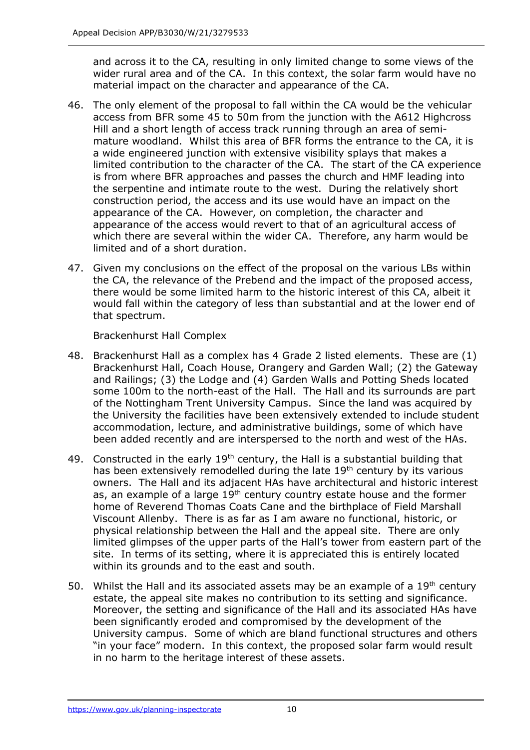and across it to the CA, resulting in only limited change to some views of the wider rural area and of the CA. In this context, the solar farm would have no material impact on the character and appearance of the CA.

46. The only element of the proposal to fall within the CA would be the vehicular access from BFR some 45 to 50m from the junction with the A612 Highcross Hill and a short length of access track running through an area of semi-mature woodland. Whilst this area of BFR forms the entrance to the CA, it is a wide engineered junction with extensive visibility splays that makes a limited contribution to the character of the CA. The start of the CA experience is from where BFR approaches and passes the church and HMF leading into the serpentine and intimate route to the west. During the relatively short construction period, the access and its use would have an impact on the appearance of the CA. However, on completion, the character and appearance of the access would revert to that of an agricultural access of which there are several within the wider CA. Therefore, any harm would be limited and of a short duration.

47. Given my conclusions on the effect of the proposal on the various LBs within the CA, the relevance of the Prebend and the impact of the proposed access, there would be some limited harm to the historic interest of this CA, albeit it would fall within the category of less than substantial and at the lower end of that spectrum.

Brackenhurst Hall Complex

48. Brackenhurst Hall as a complex has 4 Grade 2 listed elements. These are (1) Brackenhurst Hall, Coach House, Orangery and Garden Wall; (2) the Gateway and Railings; (3) the Lodge and (4) Garden Walls and Potting Sheds located some 100m to the north-east of the Hall. The Hall and its surrounds are part of the Nottingham Trent University Campus. Since the land was acquired by the University the facilities have been extensively extended to include student accommodation, lecture, and administrative buildings, some of which have been added recently and are interspersed to the north and west of the HAs.

49. Constructed in the early 19th century, the Hall is a substantial building that has been extensively remodelled during the late 19th century by its various owners. The Hall and its adjacent HAs have architectural and historic interest as, an example of a large 19th century country estate house and the former home of Reverend Thomas Coats Cane and the birthplace of Field Marshall Viscount Allenby. There is as far as I am aware no functional, historic, or physical relationship between the Hall and the appeal site. There are only limited glimpses of the upper parts of the Hall's tower from eastern part of the site. In terms of its setting, where it is appreciated this is entirely located within its grounds and to the east and south.

50. Whilst the Hall and its associated assets may be an example of a 19th century estate, the appeal site makes no contribution to its setting and significance. Moreover, the setting and significance of the Hall and its associated HAs have been significantly eroded and compromised by the development of the University campus. Some of which are bland functional structures and others "in your face" modern. In this context, the proposed solar farm would result in no harm to the heritage interest of these assets.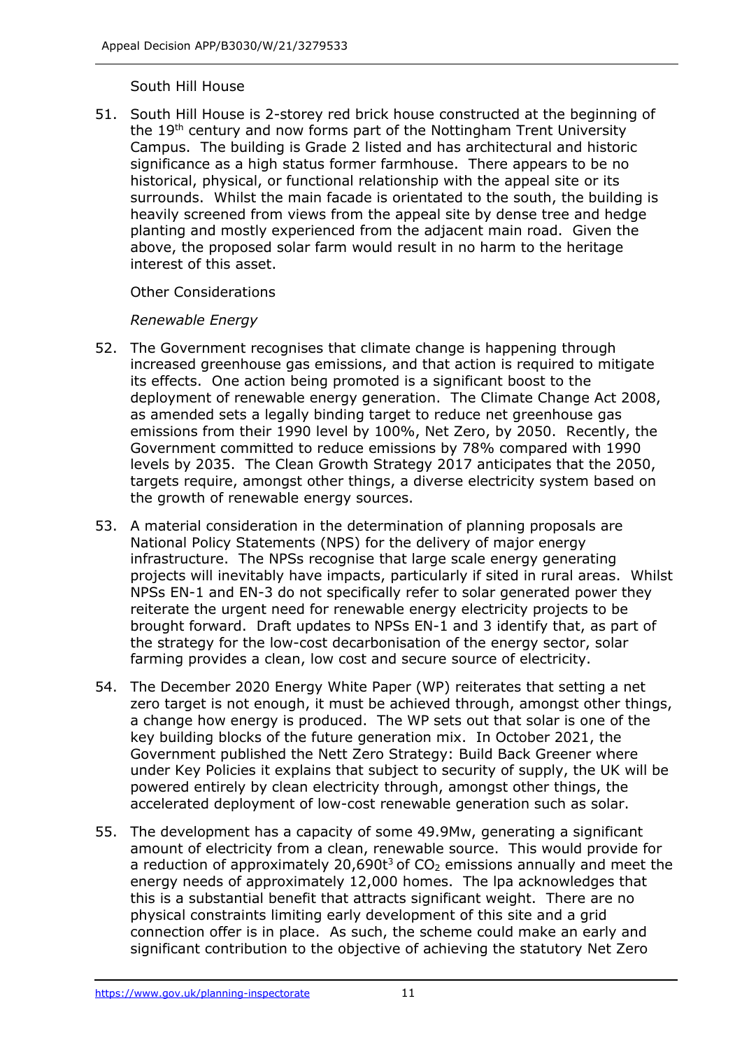South Hill House

51. South Hill House is 2-storey red brick house constructed at the beginning of the 19th century and now forms part of the Nottingham Trent University Campus. The building is Grade 2 listed and has architectural and historic significance as a high status former farmhouse. There appears to be no historical, physical, or functional relationship with the appeal site or its surrounds. Whilst the main facade is orientated to the south, the building is heavily screened from views from the appeal site by dense tree and hedge planting and mostly experienced from the adjacent main road. Given the above, the proposed solar farm would result in no harm to the heritage interest of this asset.

Other Considerations

*Renewable Energy*

52. The Government recognises that climate change is happening through increased greenhouse gas emissions, and that action is required to mitigate its effects. One action being promoted is a significant boost to the deployment of renewable energy generation. The Climate Change Act 2008, as amended sets a legally binding target to reduce net greenhouse gas emissions from their 1990 level by 100%, Net Zero, by 2050. Recently, the Government committed to reduce emissions by 78% compared with 1990 levels by 2035. The Clean Growth Strategy 2017 anticipates that the 2050, targets require, amongst other things, a diverse electricity system based on the growth of renewable energy sources.

53. A material consideration in the determination of planning proposals are National Policy Statements (NPS) for the delivery of major energy infrastructure. The NPSs recognise that large scale energy generating projects will inevitably have impacts, particularly if sited in rural areas. Whilst NPSs EN-1 and EN-3 do not specifically refer to solar generated power they reiterate the urgent need for renewable energy electricity projects to be brought forward. Draft updates to NPSs EN-1 and 3 identify that, as part of the strategy for the low-cost decarbonisation of the energy sector, solar farming provides a clean, low cost and secure source of electricity.

54. The December 2020 Energy White Paper (WP) reiterates that setting a net zero target is not enough, it must be achieved through, amongst other things, a change how energy is produced. The WP sets out that solar is one of the key building blocks of the future generation mix. In October 2021, the Government published the Nett Zero Strategy: Build Back Greener where under Key Policies it explains that subject to security of supply, the UK will be powered entirely by clean electricity through, amongst other things, the accelerated deployment of low-cost renewable generation such as solar.

55. The development has a capacity of some 49.9Mw, generating a significant amount of electricity from a clean, renewable source. This would provide for a reduction of approximately 20,690t[3] of $CO_2$ emissions annually and meet the energy needs of approximately 12,000 homes. The lpa acknowledges that this is a substantial benefit that attracts significant weight. There are no physical constraints limiting early development of this site and a grid connection offer is in place. As such, the scheme could make an early and significant contribution to the objective of achieving the statutory Net Zero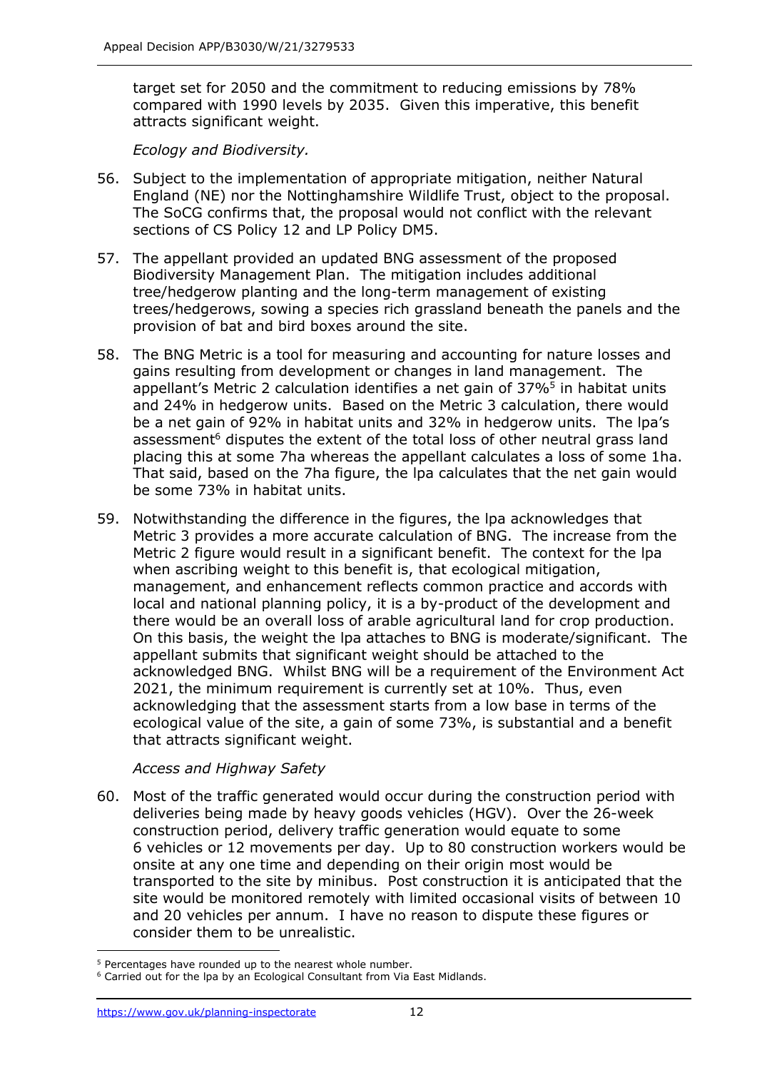target set for 2050 and the commitment to reducing emissions by 78% compared with 1990 levels by 2035. Given this imperative, this benefit attracts significant weight.

*Ecology and Biodiversity.*

56. Subject to the implementation of appropriate mitigation, neither Natural England (NE) nor the Nottinghamshire Wildlife Trust, object to the proposal. The SoCG confirms that, the proposal would not conflict with the relevant sections of CS Policy 12 and LP Policy DM5.

57. The appellant provided an updated BNG assessment of the proposed Biodiversity Management Plan. The mitigation includes additional tree/hedgerow planting and the long-term management of existing trees/hedgerows, sowing a species rich grassland beneath the panels and the provision of bat and bird boxes around the site.

58. The BNG Metric is a tool for measuring and accounting for nature losses and gains resulting from development or changes in land management. The appellant's Metric 2 calculation identifies a net gain of 37%[5] in habitat units and 24% in hedgerow units. Based on the Metric 3 calculation, there would be a net gain of 92% in habitat units and 32% in hedgerow units. The lpa's assessment[6] disputes the extent of the total loss of other neutral grass land placing this at some 7ha whereas the appellant calculates a loss of some 1ha. That said, based on the 7ha figure, the lpa calculates that the net gain would be some 73% in habitat units.

59. Notwithstanding the difference in the figures, the lpa acknowledges that Metric 3 provides a more accurate calculation of BNG. The increase from the Metric 2 figure would result in a significant benefit. The context for the lpa when ascribing weight to this benefit is, that ecological mitigation, management, and enhancement reflects common practice and accords with local and national planning policy, it is a by-product of the development and there would be an overall loss of arable agricultural land for crop production. On this basis, the weight the lpa attaches to BNG is moderate/significant. The appellant submits that significant weight should be attached to the acknowledged BNG. Whilst BNG will be a requirement of the Environment Act 2021, the minimum requirement is currently set at 10%. Thus, even acknowledging that the assessment starts from a low base in terms of the ecological value of the site, a gain of some 73%, is substantial and a benefit that attracts significant weight.

*Access and Highway Safety*

60. Most of the traffic generated would occur during the construction period with deliveries being made by heavy goods vehicles (HGV). Over the 26-week construction period, delivery traffic generation would equate to some 6 vehicles or 12 movements per day. Up to 80 construction workers would be onsite at any one time and depending on their origin most would be transported to the site by minibus. Post construction it is anticipated that the site would be monitored remotely with limited occasional visits of between 10 and 20 vehicles per annum. I have no reason to dispute these figures or consider them to be unrealistic.

[5] Percentages have rounded up to the nearest whole number.

[6] Carried out for the lpa by an Ecological Consultant from Via East Midlands.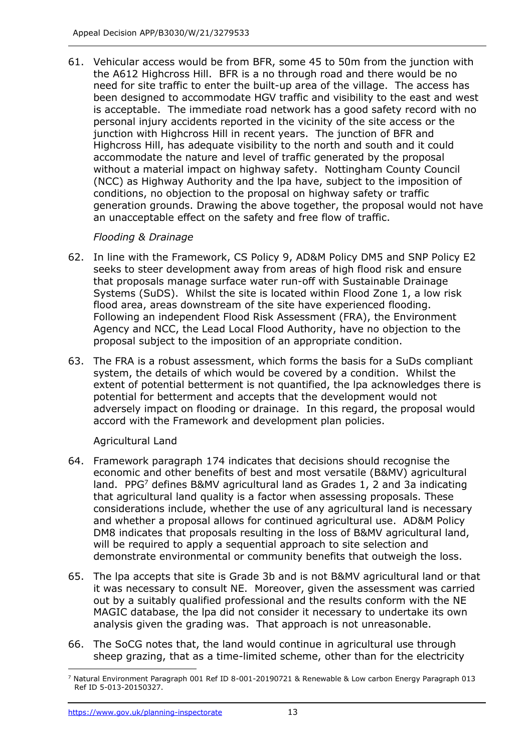61. Vehicular access would be from BFR, some 45 to 50m from the junction with the A612 Highcross Hill. BFR is a no through road and there would be no need for site traffic to enter the built-up area of the village. The access has been designed to accommodate HGV traffic and visibility to the east and west is acceptable. The immediate road network has a good safety record with no personal injury accidents reported in the vicinity of the site access or the junction with Highcross Hill in recent years. The junction of BFR and Highcross Hill, has adequate visibility to the north and south and it could accommodate the nature and level of traffic generated by the proposal without a material impact on highway safety. Nottingham County Council (NCC) as Highway Authority and the lpa have, subject to the imposition of conditions, no objection to the proposal on highway safety or traffic generation grounds. Drawing the above together, the proposal would not have an unacceptable effect on the safety and free flow of traffic.

*Flooding & Drainage*

62. In line with the Framework, CS Policy 9, AD&M Policy DM5 and SNP Policy E2 seeks to steer development away from areas of high flood risk and ensure that proposals manage surface water run-off with Sustainable Drainage Systems (SuDS). Whilst the site is located within Flood Zone 1, a low risk flood area, areas downstream of the site have experienced flooding. Following an independent Flood Risk Assessment (FRA), the Environment Agency and NCC, the Lead Local Flood Authority, have no objection to the proposal subject to the imposition of an appropriate condition.

63. The FRA is a robust assessment, which forms the basis for a SuDs compliant system, the details of which would be covered by a condition. Whilst the extent of potential betterment is not quantified, the lpa acknowledges there is potential for betterment and accepts that the development would not adversely impact on flooding or drainage. In this regard, the proposal would accord with the Framework and development plan policies.

Agricultural Land

64. Framework paragraph 174 indicates that decisions should recognise the economic and other benefits of best and most versatile (B&MV) agricultural land. PPG[7] defines B&MV agricultural land as Grades 1, 2 and 3a indicating that agricultural land quality is a factor when assessing proposals. These considerations include, whether the use of any agricultural land is necessary and whether a proposal allows for continued agricultural use. AD&M Policy DM8 indicates that proposals resulting in the loss of B&MV agricultural land, will be required to apply a sequential approach to site selection and demonstrate environmental or community benefits that outweigh the loss.

65. The lpa accepts that site is Grade 3b and is not B&MV agricultural land or that it was necessary to consult NE. Moreover, given the assessment was carried out by a suitably qualified professional and the results conform with the NE MAGIC database, the lpa did not consider it necessary to undertake its own analysis given the grading was. That approach is not unreasonable.

66. The SoCG notes that, the land would continue in agricultural use through sheep grazing, that as a time-limited scheme, other than for the electricity

[7] Natural Environment Paragraph 001 Ref ID 8-001-20190721 & Renewable & Low carbon Energy Paragraph 013 Ref ID 5-013-20150327.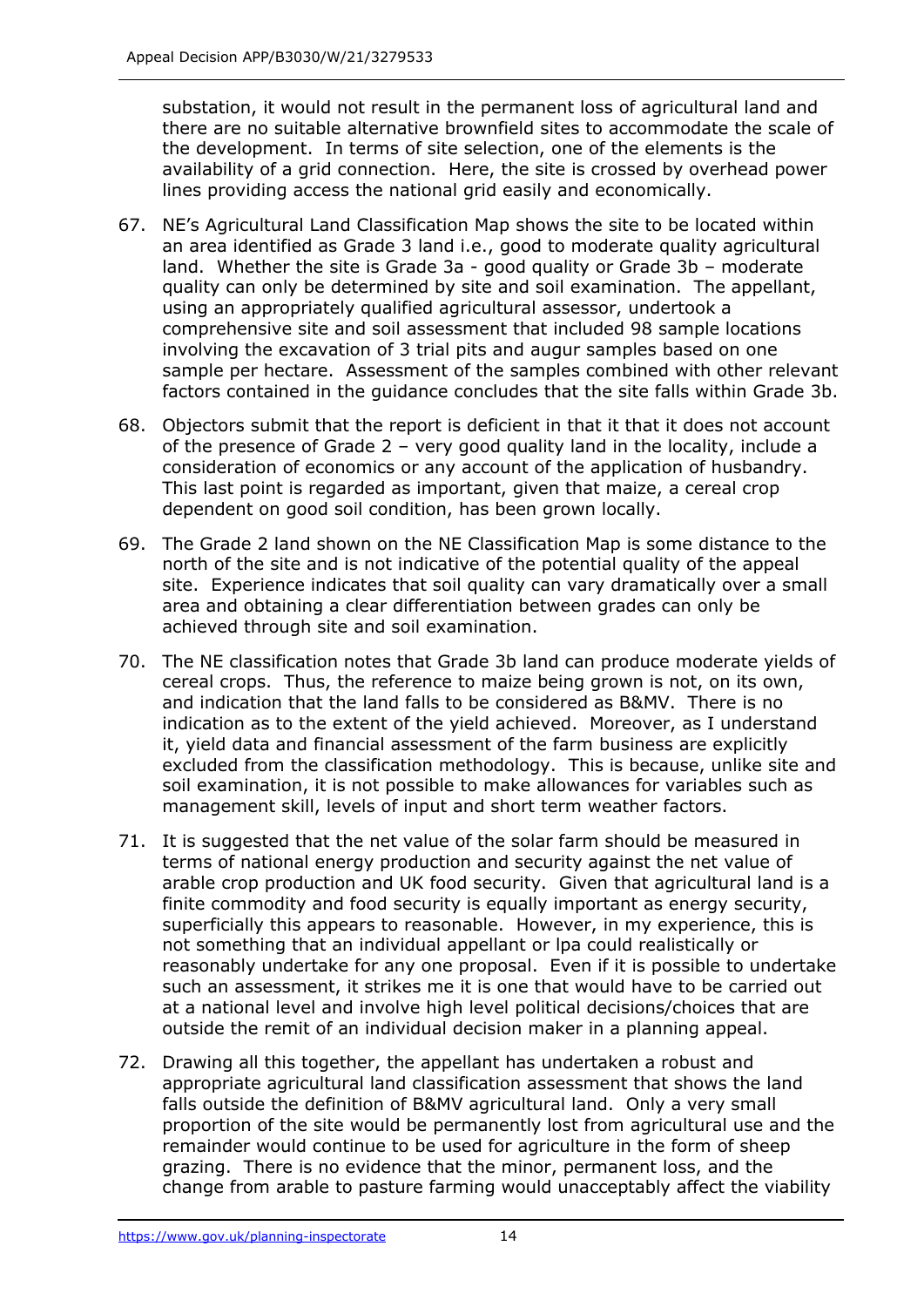substation, it would not result in the permanent loss of agricultural land and there are no suitable alternative brownfield sites to accommodate the scale of the development. In terms of site selection, one of the elements is the availability of a grid connection. Here, the site is crossed by overhead power lines providing access the national grid easily and economically.

67. NE's Agricultural Land Classification Map shows the site to be located within an area identified as Grade 3 land i.e., good to moderate quality agricultural land. Whether the site is Grade 3a - good quality or Grade 3b – moderate quality can only be determined by site and soil examination. The appellant, using an appropriately qualified agricultural assessor, undertook a comprehensive site and soil assessment that included 98 sample locations involving the excavation of 3 trial pits and augur samples based on one sample per hectare. Assessment of the samples combined with other relevant factors contained in the guidance concludes that the site falls within Grade 3b.

68. Objectors submit that the report is deficient in that it that it does not account of the presence of Grade 2 – very good quality land in the locality, include a consideration of economics or any account of the application of husbandry. This last point is regarded as important, given that maize, a cereal crop dependent on good soil condition, has been grown locally.

69. The Grade 2 land shown on the NE Classification Map is some distance to the north of the site and is not indicative of the potential quality of the appeal site. Experience indicates that soil quality can vary dramatically over a small area and obtaining a clear differentiation between grades can only be achieved through site and soil examination.

70. The NE classification notes that Grade 3b land can produce moderate yields of cereal crops. Thus, the reference to maize being grown is not, on its own, and indication that the land falls to be considered as B&MV. There is no indication as to the extent of the yield achieved. Moreover, as I understand it, yield data and financial assessment of the farm business are explicitly excluded from the classification methodology. This is because, unlike site and soil examination, it is not possible to make allowances for variables such as management skill, levels of input and short term weather factors.

71. It is suggested that the net value of the solar farm should be measured in terms of national energy production and security against the net value of arable crop production and UK food security. Given that agricultural land is a finite commodity and food security is equally important as energy security, superficially this appears to reasonable. However, in my experience, this is not something that an individual appellant or lpa could realistically or reasonably undertake for any one proposal. Even if it is possible to undertake such an assessment, it strikes me it is one that would have to be carried out at a national level and involve high level political decisions/choices that are outside the remit of an individual decision maker in a planning appeal.

72. Drawing all this together, the appellant has undertaken a robust and appropriate agricultural land classification assessment that shows the land falls outside the definition of B&MV agricultural land. Only a very small proportion of the site would be permanently lost from agricultural use and the remainder would continue to be used for agriculture in the form of sheep grazing. There is no evidence that the minor, permanent loss, and the change from arable to pasture farming would unacceptably affect the viability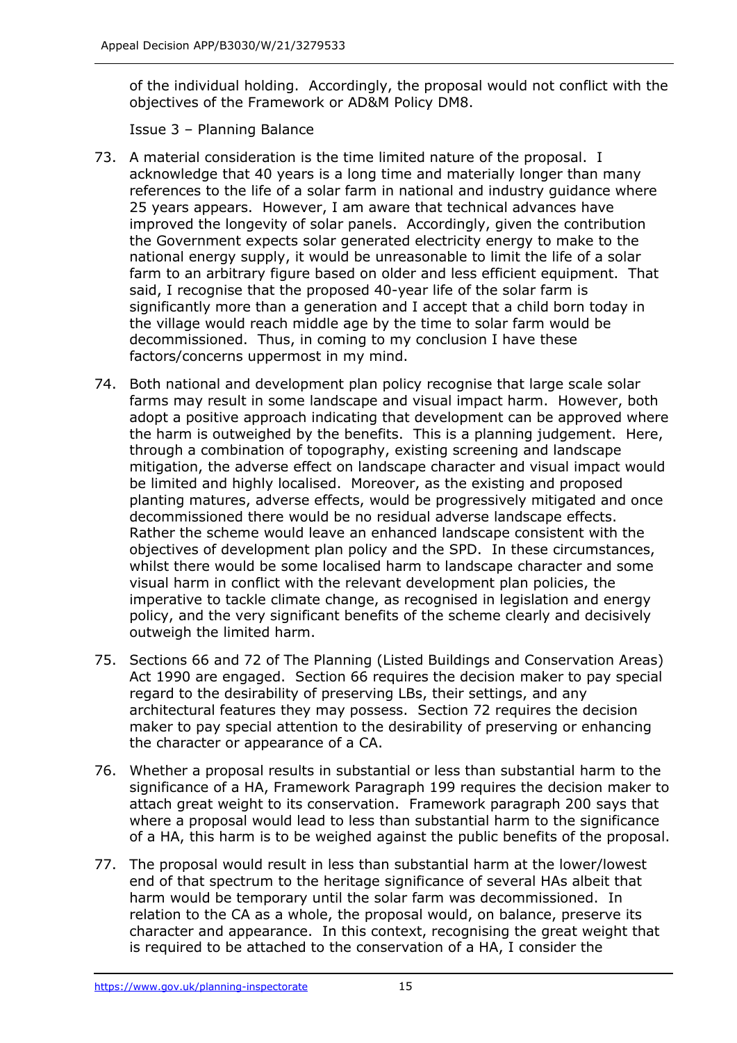of the individual holding. Accordingly, the proposal would not conflict with the objectives of the Framework or AD&M Policy DM8.

Issue 3 – Planning Balance

73. A material consideration is the time limited nature of the proposal. I acknowledge that 40 years is a long time and materially longer than many references to the life of a solar farm in national and industry guidance where 25 years appears. However, I am aware that technical advances have improved the longevity of solar panels. Accordingly, given the contribution the Government expects solar generated electricity energy to make to the national energy supply, it would be unreasonable to limit the life of a solar farm to an arbitrary figure based on older and less efficient equipment. That said, I recognise that the proposed 40-year life of the solar farm is significantly more than a generation and I accept that a child born today in the village would reach middle age by the time to solar farm would be decommissioned. Thus, in coming to my conclusion I have these factors/concerns uppermost in my mind.

74. Both national and development plan policy recognise that large scale solar farms may result in some landscape and visual impact harm. However, both adopt a positive approach indicating that development can be approved where the harm is outweighed by the benefits. This is a planning judgement. Here, through a combination of topography, existing screening and landscape mitigation, the adverse effect on landscape character and visual impact would be limited and highly localised. Moreover, as the existing and proposed planting matures, adverse effects, would be progressively mitigated and once decommissioned there would be no residual adverse landscape effects. Rather the scheme would leave an enhanced landscape consistent with the objectives of development plan policy and the SPD. In these circumstances, whilst there would be some localised harm to landscape character and some visual harm in conflict with the relevant development plan policies, the imperative to tackle climate change, as recognised in legislation and energy policy, and the very significant benefits of the scheme clearly and decisively outweigh the limited harm.

75. Sections 66 and 72 of The Planning (Listed Buildings and Conservation Areas) Act 1990 are engaged. Section 66 requires the decision maker to pay special regard to the desirability of preserving LBs, their settings, and any architectural features they may possess. Section 72 requires the decision maker to pay special attention to the desirability of preserving or enhancing the character or appearance of a CA.

76. Whether a proposal results in substantial or less than substantial harm to the significance of a HA, Framework Paragraph 199 requires the decision maker to attach great weight to its conservation. Framework paragraph 200 says that where a proposal would lead to less than substantial harm to the significance of a HA, this harm is to be weighed against the public benefits of the proposal.

77. The proposal would result in less than substantial harm at the lower/lowest end of that spectrum to the heritage significance of several HAs albeit that harm would be temporary until the solar farm was decommissioned. In relation to the CA as a whole, the proposal would, on balance, preserve its character and appearance. In this context, recognising the great weight that is required to be attached to the conservation of a HA, I consider the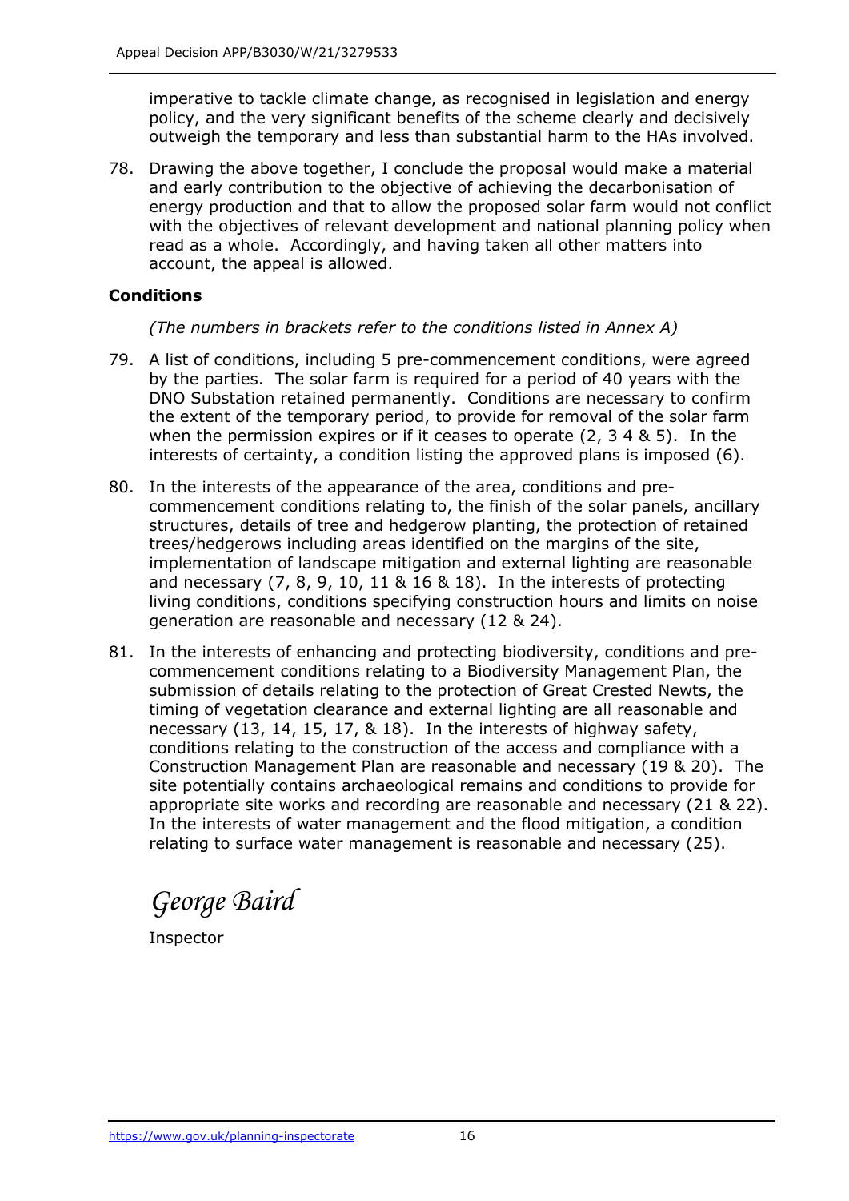imperative to tackle climate change, as recognised in legislation and energy policy, and the very significant benefits of the scheme clearly and decisively outweigh the temporary and less than substantial harm to the HAs involved.

78. Drawing the above together, I conclude the proposal would make a material and early contribution to the objective of achieving the decarbonisation of energy production and that to allow the proposed solar farm would not conflict with the objectives of relevant development and national planning policy when read as a whole. Accordingly, and having taken all other matters into account, the appeal is allowed.

**Conditions**

*(The numbers in brackets refer to the conditions listed in Annex A)*

79. A list of conditions, including 5 pre-commencement conditions, were agreed by the parties. The solar farm is required for a period of 40 years with the DNO Substation retained permanently. Conditions are necessary to confirm the extent of the temporary period, to provide for removal of the solar farm when the permission expires or if it ceases to operate (2, 3 4 & 5). In the interests of certainty, a condition listing the approved plans is imposed (6).

80. In the interests of the appearance of the area, conditions and pre-commencement conditions relating to, the finish of the solar panels, ancillary structures, details of tree and hedgerow planting, the protection of retained trees/hedgerows including areas identified on the margins of the site, implementation of landscape mitigation and external lighting are reasonable and necessary (7, 8, 9, 10, 11 & 16 & 18). In the interests of protecting living conditions, conditions specifying construction hours and limits on noise generation are reasonable and necessary (12 & 24).

81. In the interests of enhancing and protecting biodiversity, conditions and pre-commencement conditions relating to a Biodiversity Management Plan, the submission of details relating to the protection of Great Crested Newts, the timing of vegetation clearance and external lighting are all reasonable and necessary (13, 14, 15, 17, & 18). In the interests of highway safety, conditions relating to the construction of the access and compliance with a Construction Management Plan are reasonable and necessary (19 & 20). The site potentially contains archaeological remains and conditions to provide for appropriate site works and recording are reasonable and necessary (21 & 22). In the interests of water management and the flood mitigation, a condition relating to surface water management is reasonable and necessary (25).

*George Baird*

Inspector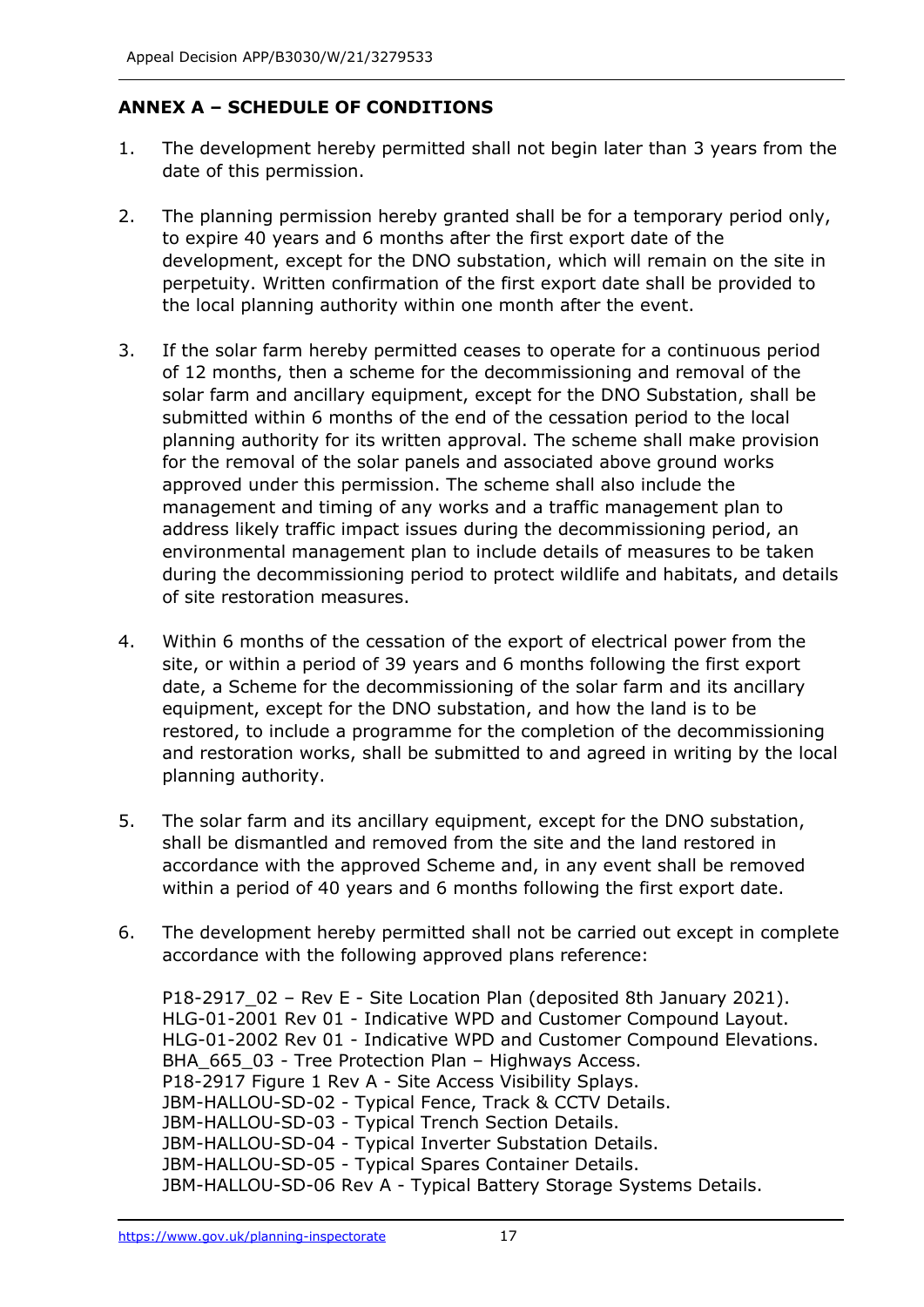## ANNEX A – SCHEDULE OF CONDITIONS

1. The development hereby permitted shall not begin later than 3 years from the date of this permission.

2. The planning permission hereby granted shall be for a temporary period only, to expire 40 years and 6 months after the first export date of the development, except for the DNO substation, which will remain on the site in perpetuity. Written confirmation of the first export date shall be provided to the local planning authority within one month after the event.

3. If the solar farm hereby permitted ceases to operate for a continuous period of 12 months, then a scheme for the decommissioning and removal of the solar farm and ancillary equipment, except for the DNO Substation, shall be submitted within 6 months of the end of the cessation period to the local planning authority for its written approval. The scheme shall make provision for the removal of the solar panels and associated above ground works approved under this permission. The scheme shall also include the management and timing of any works and a traffic management plan to address likely traffic impact issues during the decommissioning period, an environmental management plan to include details of measures to be taken during the decommissioning period to protect wildlife and habitats, and details of site restoration measures.

4. Within 6 months of the cessation of the export of electrical power from the site, or within a period of 39 years and 6 months following the first export date, a Scheme for the decommissioning of the solar farm and its ancillary equipment, except for the DNO substation, and how the land is to be restored, to include a programme for the completion of the decommissioning and restoration works, shall be submitted to and agreed in writing by the local planning authority.

5. The solar farm and its ancillary equipment, except for the DNO substation, shall be dismantled and removed from the site and the land restored in accordance with the approved Scheme and, in any event shall be removed within a period of 40 years and 6 months following the first export date.

6. The development hereby permitted shall not be carried out except in complete accordance with the following approved plans reference:

   P18-2917_02 – Rev E - Site Location Plan (deposited 8th January 2021).
   HLG-01-2001 Rev 01 - Indicative WPD and Customer Compound Layout.
   HLG-01-2002 Rev 01 - Indicative WPD and Customer Compound Elevations.
   BHA_665_03 - Tree Protection Plan – Highways Access.
   P18-2917 Figure 1 Rev A - Site Access Visibility Splays.
   JBM-HALLOU-SD-02 - Typical Fence, Track & CCTV Details.
   JBM-HALLOU-SD-03 - Typical Trench Section Details.
   JBM-HALLOU-SD-04 - Typical Inverter Substation Details.
   JBM-HALLOU-SD-05 - Typical Spares Container Details.
   JBM-HALLOU-SD-06 Rev A - Typical Battery Storage Systems Details.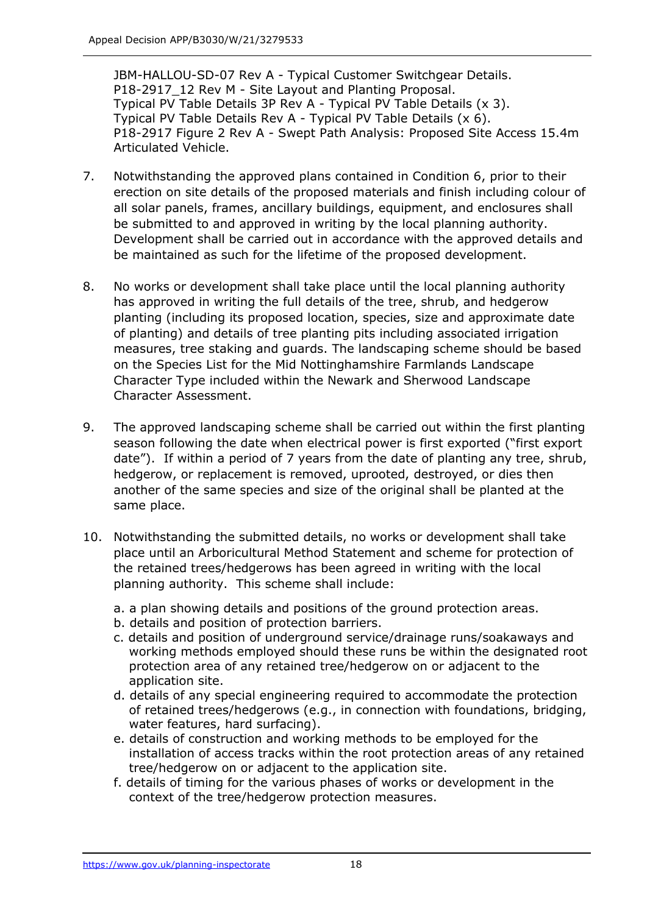JBM-HALLOU-SD-07 Rev A - Typical Customer Switchgear Details.
P18-2917_12 Rev M - Site Layout and Planting Proposal.
Typical PV Table Details 3P Rev A - Typical PV Table Details (x 3).
Typical PV Table Details Rev A - Typical PV Table Details (x 6).
P18-2917 Figure 2 Rev A - Swept Path Analysis: Proposed Site Access 15.4m Articulated Vehicle.

7. Notwithstanding the approved plans contained in Condition 6, prior to their erection on site details of the proposed materials and finish including colour of all solar panels, frames, ancillary buildings, equipment, and enclosures shall be submitted to and approved in writing by the local planning authority. Development shall be carried out in accordance with the approved details and be maintained as such for the lifetime of the proposed development.

8. No works or development shall take place until the local planning authority has approved in writing the full details of the tree, shrub, and hedgerow planting (including its proposed location, species, size and approximate date of planting) and details of tree planting pits including associated irrigation measures, tree staking and guards. The landscaping scheme should be based on the Species List for the Mid Nottinghamshire Farmlands Landscape Character Type included within the Newark and Sherwood Landscape Character Assessment.

9. The approved landscaping scheme shall be carried out within the first planting season following the date when electrical power is first exported ("first export date"). If within a period of 7 years from the date of planting any tree, shrub, hedgerow, or replacement is removed, uprooted, destroyed, or dies then another of the same species and size of the original shall be planted at the same place.

10. Notwithstanding the submitted details, no works or development shall take place until an Arboricultural Method Statement and scheme for protection of the retained trees/hedgerows has been agreed in writing with the local planning authority. This scheme shall include:

    a. a plan showing details and positions of the ground protection areas.
    b. details and position of protection barriers.
    c. details and position of underground service/drainage runs/soakaways and working methods employed should these runs be within the designated root protection area of any retained tree/hedgerow on or adjacent to the application site.
    d. details of any special engineering required to accommodate the protection of retained trees/hedgerows (e.g., in connection with foundations, bridging, water features, hard surfacing).
    e. details of construction and working methods to be employed for the installation of access tracks within the root protection areas of any retained tree/hedgerow on or adjacent to the application site.
    f. details of timing for the various phases of works or development in the context of the tree/hedgerow protection measures.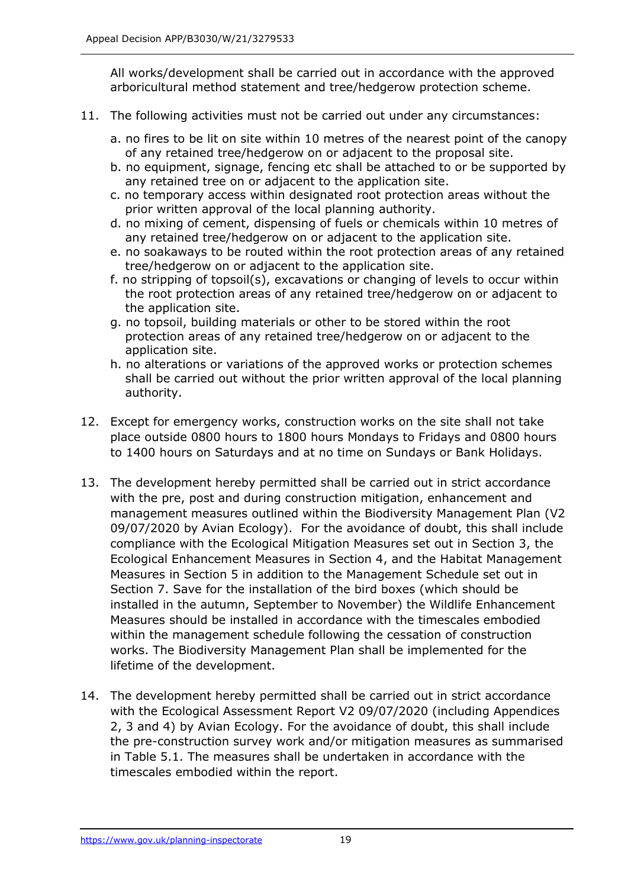All works/development shall be carried out in accordance with the approved arboricultural method statement and tree/hedgerow protection scheme.

11. The following activities must not be carried out under any circumstances:

    a. no fires to be lit on site within 10 metres of the nearest point of the canopy of any retained tree/hedgerow on or adjacent to the proposal site.
    b. no equipment, signage, fencing etc shall be attached to or be supported by any retained tree on or adjacent to the application site.
    c. no temporary access within designated root protection areas without the prior written approval of the local planning authority.
    d. no mixing of cement, dispensing of fuels or chemicals within 10 metres of any retained tree/hedgerow on or adjacent to the application site.
    e. no soakaways to be routed within the root protection areas of any retained tree/hedgerow on or adjacent to the application site.
    f. no stripping of topsoil(s), excavations or changing of levels to occur within the root protection areas of any retained tree/hedgerow on or adjacent to the application site.
    g. no topsoil, building materials or other to be stored within the root protection areas of any retained tree/hedgerow on or adjacent to the application site.
    h. no alterations or variations of the approved works or protection schemes shall be carried out without the prior written approval of the local planning authority.

12. Except for emergency works, construction works on the site shall not take place outside 0800 hours to 1800 hours Mondays to Fridays and 0800 hours to 1400 hours on Saturdays and at no time on Sundays or Bank Holidays.

13. The development hereby permitted shall be carried out in strict accordance with the pre, post and during construction mitigation, enhancement and management measures outlined within the Biodiversity Management Plan (V2 09/07/2020 by Avian Ecology). For the avoidance of doubt, this shall include compliance with the Ecological Mitigation Measures set out in Section 3, the Ecological Enhancement Measures in Section 4, and the Habitat Management Measures in Section 5 in addition to the Management Schedule set out in Section 7. Save for the installation of the bird boxes (which should be installed in the autumn, September to November) the Wildlife Enhancement Measures should be installed in accordance with the timescales embodied within the management schedule following the cessation of construction works. The Biodiversity Management Plan shall be implemented for the lifetime of the development.

14. The development hereby permitted shall be carried out in strict accordance with the Ecological Assessment Report V2 09/07/2020 (including Appendices 2, 3 and 4) by Avian Ecology. For the avoidance of doubt, this shall include the pre-construction survey work and/or mitigation measures as summarised in Table 5.1. The measures shall be undertaken in accordance with the timescales embodied within the report.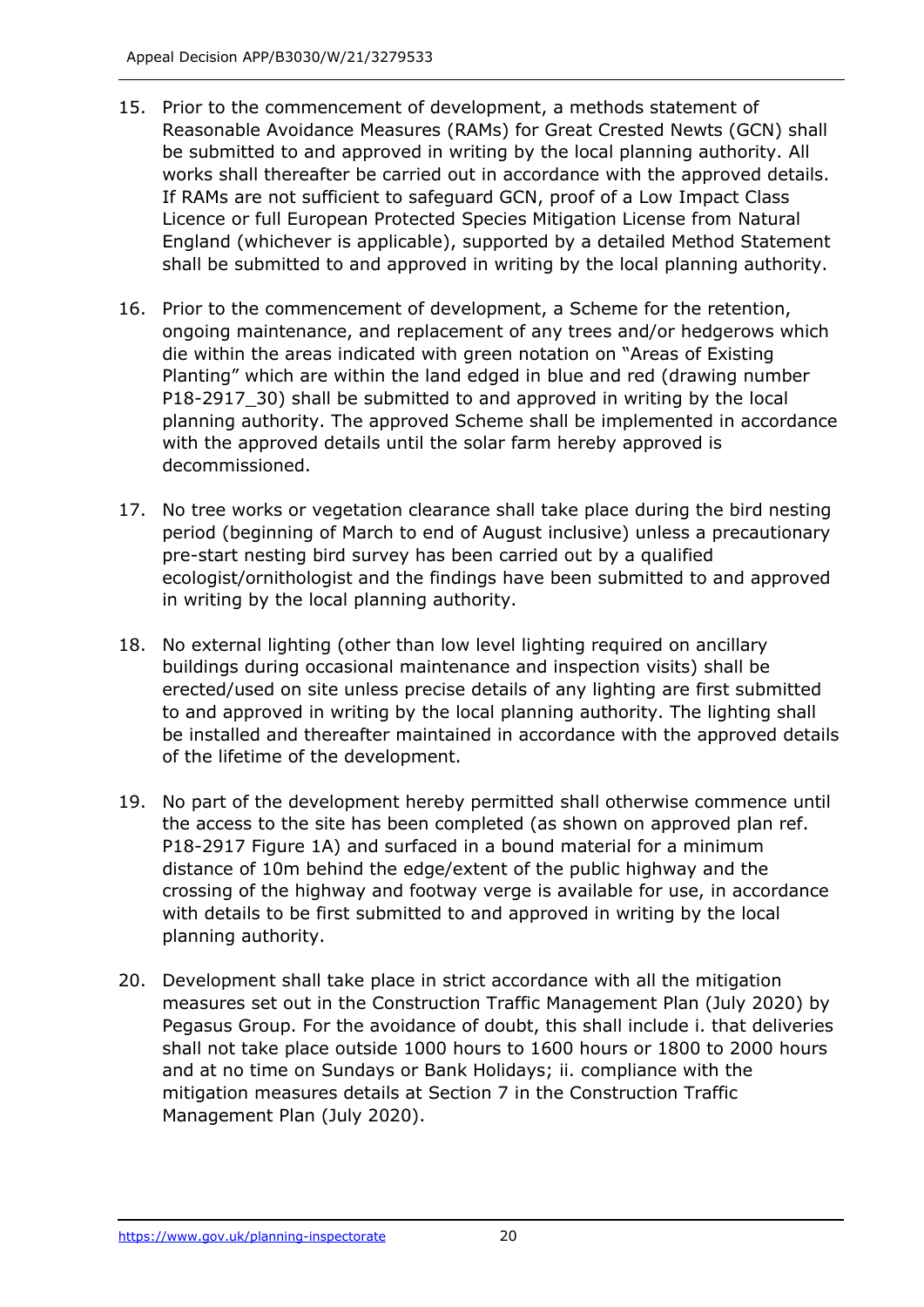15. Prior to the commencement of development, a methods statement of Reasonable Avoidance Measures (RAMs) for Great Crested Newts (GCN) shall be submitted to and approved in writing by the local planning authority. All works shall thereafter be carried out in accordance with the approved details. If RAMs are not sufficient to safeguard GCN, proof of a Low Impact Class Licence or full European Protected Species Mitigation License from Natural England (whichever is applicable), supported by a detailed Method Statement shall be submitted to and approved in writing by the local planning authority.

16. Prior to the commencement of development, a Scheme for the retention, ongoing maintenance, and replacement of any trees and/or hedgerows which die within the areas indicated with green notation on "Areas of Existing Planting" which are within the land edged in blue and red (drawing number P18-2917_30) shall be submitted to and approved in writing by the local planning authority. The approved Scheme shall be implemented in accordance with the approved details until the solar farm hereby approved is decommissioned.

17. No tree works or vegetation clearance shall take place during the bird nesting period (beginning of March to end of August inclusive) unless a precautionary pre-start nesting bird survey has been carried out by a qualified ecologist/ornithologist and the findings have been submitted to and approved in writing by the local planning authority.

18. No external lighting (other than low level lighting required on ancillary buildings during occasional maintenance and inspection visits) shall be erected/used on site unless precise details of any lighting are first submitted to and approved in writing by the local planning authority. The lighting shall be installed and thereafter maintained in accordance with the approved details of the lifetime of the development.

19. No part of the development hereby permitted shall otherwise commence until the access to the site has been completed (as shown on approved plan ref. P18-2917 Figure 1A) and surfaced in a bound material for a minimum distance of 10m behind the edge/extent of the public highway and the crossing of the highway and footway verge is available for use, in accordance with details to be first submitted to and approved in writing by the local planning authority.

20. Development shall take place in strict accordance with all the mitigation measures set out in the Construction Traffic Management Plan (July 2020) by Pegasus Group. For the avoidance of doubt, this shall include i. that deliveries shall not take place outside 1000 hours to 1600 hours or 1800 to 2000 hours and at no time on Sundays or Bank Holidays; ii. compliance with the mitigation measures details at Section 7 in the Construction Traffic Management Plan (July 2020).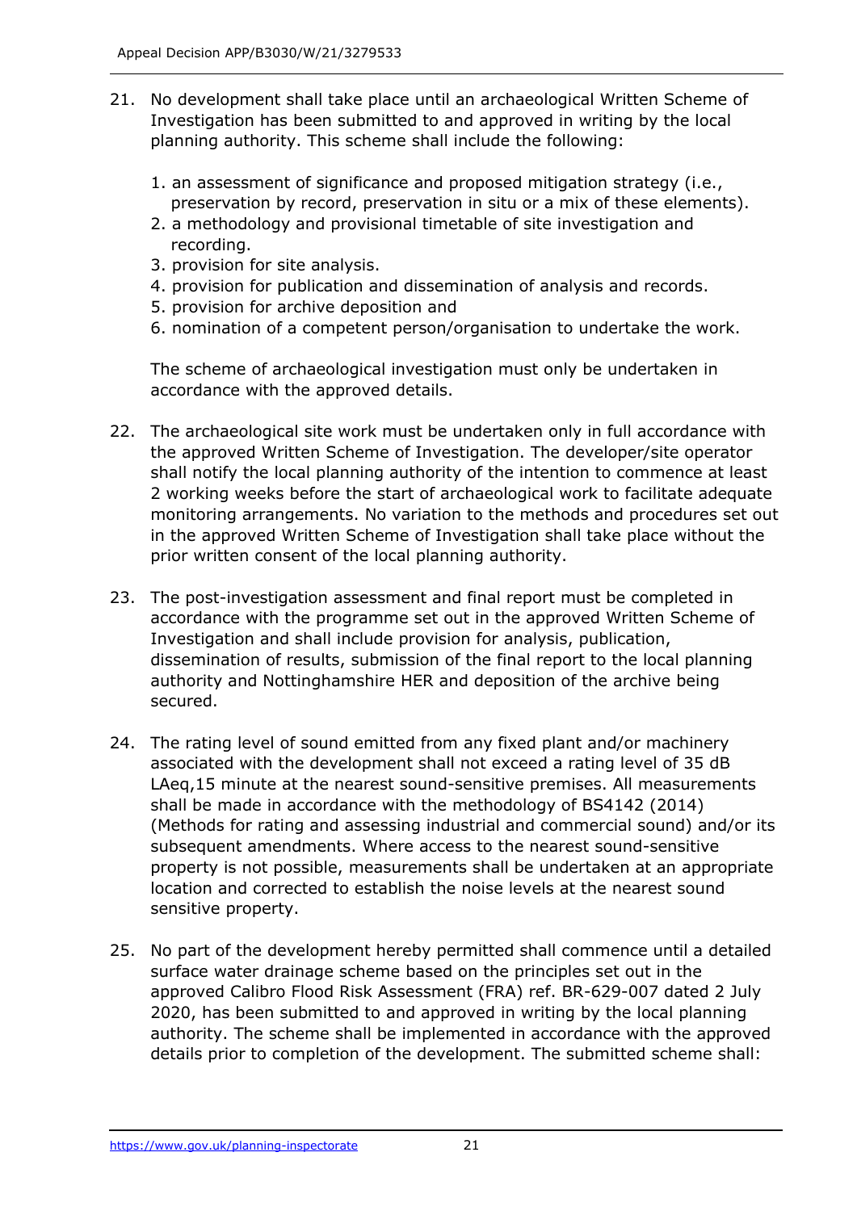21. No development shall take place until an archaeological Written Scheme of Investigation has been submitted to and approved in writing by the local planning authority. This scheme shall include the following:

    1. an assessment of significance and proposed mitigation strategy (i.e., preservation by record, preservation in situ or a mix of these elements).
    2. a methodology and provisional timetable of site investigation and recording.
    3. provision for site analysis.
    4. provision for publication and dissemination of analysis and records.
    5. provision for archive deposition and
    6. nomination of a competent person/organisation to undertake the work.

    The scheme of archaeological investigation must only be undertaken in accordance with the approved details.

22. The archaeological site work must be undertaken only in full accordance with the approved Written Scheme of Investigation. The developer/site operator shall notify the local planning authority of the intention to commence at least 2 working weeks before the start of archaeological work to facilitate adequate monitoring arrangements. No variation to the methods and procedures set out in the approved Written Scheme of Investigation shall take place without the prior written consent of the local planning authority.

23. The post-investigation assessment and final report must be completed in accordance with the programme set out in the approved Written Scheme of Investigation and shall include provision for analysis, publication, dissemination of results, submission of the final report to the local planning authority and Nottinghamshire HER and deposition of the archive being secured.

24. The rating level of sound emitted from any fixed plant and/or machinery associated with the development shall not exceed a rating level of 35 dB LAeq,15 minute at the nearest sound-sensitive premises. All measurements shall be made in accordance with the methodology of BS4142 (2014) (Methods for rating and assessing industrial and commercial sound) and/or its subsequent amendments. Where access to the nearest sound-sensitive property is not possible, measurements shall be undertaken at an appropriate location and corrected to establish the noise levels at the nearest sound sensitive property.

25. No part of the development hereby permitted shall commence until a detailed surface water drainage scheme based on the principles set out in the approved Calibro Flood Risk Assessment (FRA) ref. BR-629-007 dated 2 July 2020, has been submitted to and approved in writing by the local planning authority. The scheme shall be implemented in accordance with the approved details prior to completion of the development. The submitted scheme shall: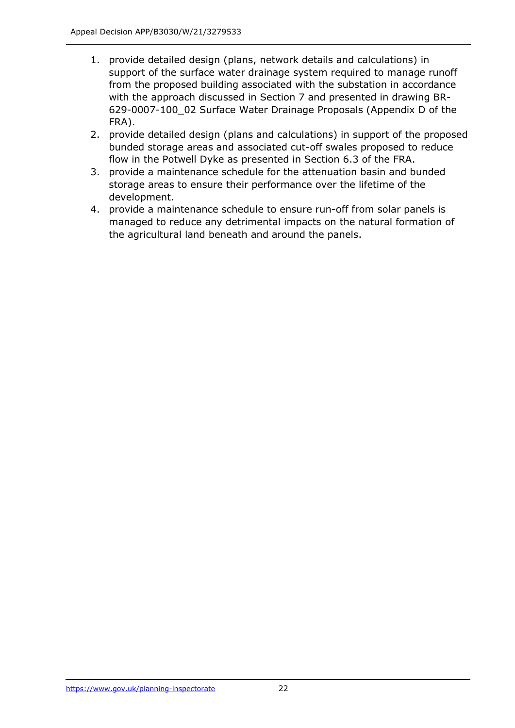1. provide detailed design (plans, network details and calculations) in support of the surface water drainage system required to manage runoff from the proposed building associated with the substation in accordance with the approach discussed in Section 7 and presented in drawing BR-629-0007-100_02 Surface Water Drainage Proposals (Appendix D of the FRA).
2. provide detailed design (plans and calculations) in support of the proposed bunded storage areas and associated cut-off swales proposed to reduce flow in the Potwell Dyke as presented in Section 6.3 of the FRA.
3. provide a maintenance schedule for the attenuation basin and bunded storage areas to ensure their performance over the lifetime of the development.
4. provide a maintenance schedule to ensure run-off from solar panels is managed to reduce any detrimental impacts on the natural formation of the agricultural land beneath and around the panels.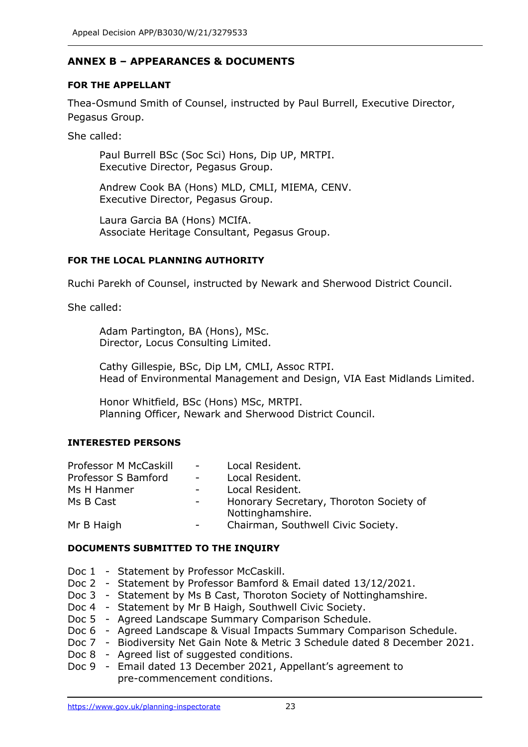## ANNEX B – APPEARANCES & DOCUMENTS

### FOR THE APPELLANT

Thea-Osmund Smith of Counsel, instructed by Paul Burrell, Executive Director, Pegasus Group.

She called:

> Paul Burrell BSc (Soc Sci) Hons, Dip UP, MRTPI.
> Executive Director, Pegasus Group.
>
> Andrew Cook BA (Hons) MLD, CMLI, MIEMA, CENV.
> Executive Director, Pegasus Group.
>
> Laura Garcia BA (Hons) MCIfA.
> Associate Heritage Consultant, Pegasus Group.

### FOR THE LOCAL PLANNING AUTHORITY

Ruchi Parekh of Counsel, instructed by Newark and Sherwood District Council.

She called:

> Adam Partington, BA (Hons), MSc.
> Director, Locus Consulting Limited.
>
> Cathy Gillespie, BSc, Dip LM, CMLI, Assoc RTPI.
> Head of Environmental Management and Design, VIA East Midlands Limited.
>
> Honor Whitfield, BSc (Hons) MSc, MRTPI.
> Planning Officer, Newark and Sherwood District Council.

### INTERESTED PERSONS

| | | |
|---|---|---|
| Professor M McCaskill | - | Local Resident. |
| Professor S Bamford | - | Local Resident. |
| Ms H Hanmer | - | Local Resident. |
| Ms B Cast | - | Honorary Secretary, Thoroton Society of Nottinghamshire. |
| Mr B Haigh | - | Chairman, Southwell Civic Society. |

### DOCUMENTS SUBMITTED TO THE INQUIRY

- Doc 1 - Statement by Professor McCaskill.
- Doc 2 - Statement by Professor Bamford & Email dated 13/12/2021.
- Doc 3 - Statement by Ms B Cast, Thoroton Society of Nottinghamshire.
- Doc 4 - Statement by Mr B Haigh, Southwell Civic Society.
- Doc 5 - Agreed Landscape Summary Comparison Schedule.
- Doc 6 - Agreed Landscape & Visual Impacts Summary Comparison Schedule.
- Doc 7 - Biodiversity Net Gain Note & Metric 3 Schedule dated 8 December 2021.
- Doc 8 - Agreed list of suggested conditions.
- Doc 9 - Email dated 13 December 2021, Appellant's agreement to pre-commencement conditions.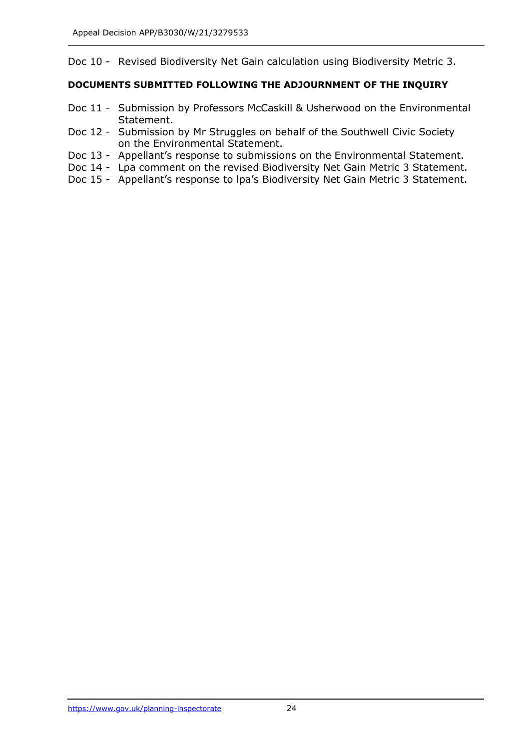Doc 10 - Revised Biodiversity Net Gain calculation using Biodiversity Metric 3.

**DOCUMENTS SUBMITTED FOLLOWING THE ADJOURNMENT OF THE INQUIRY**

Doc 11 - Submission by Professors McCaskill & Usherwood on the Environmental Statement.

Doc 12 - Submission by Mr Struggles on behalf of the Southwell Civic Society on the Environmental Statement.

Doc 13 - Appellant's response to submissions on the Environmental Statement.

Doc 14 - Lpa comment on the revised Biodiversity Net Gain Metric 3 Statement.

Doc 15 - Appellant's response to lpa's Biodiversity Net Gain Metric 3 Statement.